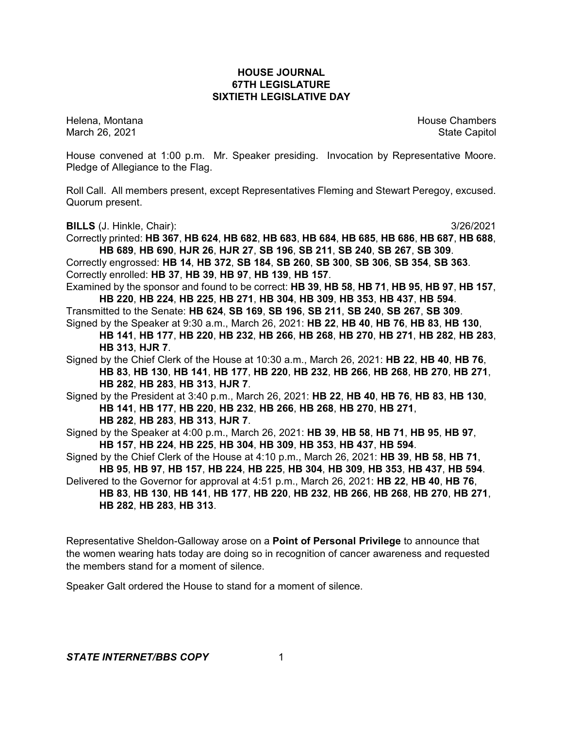# HOUSE JOURNAL
## 67TH LEGISLATURE
## SIXTIETH LEGISLATIVE DAY

Helena, Montana House Chambers
March 26, 2021 State Capitol

House convened at 1:00 p.m. Mr. Speaker presiding. Invocation by Representative Moore. Pledge of Allegiance to the Flag.

Roll Call. All members present, except Representatives Fleming and Stewart Peregoy, excused. Quorum present.

**BILLS** (J. Hinkle, Chair): 3/26/2021

Correctly printed: **HB 367**, **HB 624**, **HB 682**, **HB 683**, **HB 684**, **HB 685**, **HB 686**, **HB 687**, **HB 688**, **HB 689**, **HB 690**, **HJR 26**, **HJR 27**, **SB 196**, **SB 211**, **SB 240**, **SB 267**, **SB 309**.

Correctly engrossed: **HB 14**, **HB 372**, **SB 184**, **SB 260**, **SB 300**, **SB 306**, **SB 354**, **SB 363**.

Correctly enrolled: **HB 37**, **HB 39**, **HB 97**, **HB 139**, **HB 157**.

Examined by the sponsor and found to be correct: **HB 39**, **HB 58**, **HB 71**, **HB 95**, **HB 97**, **HB 157**, **HB 220**, **HB 224**, **HB 225**, **HB 271**, **HB 304**, **HB 309**, **HB 353**, **HB 437**, **HB 594**.

Transmitted to the Senate: **HB 624**, **SB 169**, **SB 196**, **SB 211**, **SB 240**, **SB 267**, **SB 309**.

Signed by the Speaker at 9:30 a.m., March 26, 2021: **HB 22**, **HB 40**, **HB 76**, **HB 83**, **HB 130**, **HB 141**, **HB 177**, **HB 220**, **HB 232**, **HB 266**, **HB 268**, **HB 270**, **HB 271**, **HB 282**, **HB 283**, **HB 313**, **HJR 7**.

Signed by the Chief Clerk of the House at 10:30 a.m., March 26, 2021: **HB 22**, **HB 40**, **HB 76**, **HB 83**, **HB 130**, **HB 141**, **HB 177**, **HB 220**, **HB 232**, **HB 266**, **HB 268**, **HB 270**, **HB 271**, **HB 282**, **HB 283**, **HB 313**, **HJR 7**.

Signed by the President at 3:40 p.m., March 26, 2021: **HB 22**, **HB 40**, **HB 76**, **HB 83**, **HB 130**, **HB 141**, **HB 177**, **HB 220**, **HB 232**, **HB 266**, **HB 268**, **HB 270**, **HB 271**, **HB 282**, **HB 283**, **HB 313**, **HJR 7**.

Signed by the Speaker at 4:00 p.m., March 26, 2021: **HB 39**, **HB 58**, **HB 71**, **HB 95**, **HB 97**, **HB 157**, **HB 224**, **HB 225**, **HB 304**, **HB 309**, **HB 353**, **HB 437**, **HB 594**.

Signed by the Chief Clerk of the House at 4:10 p.m., March 26, 2021: **HB 39**, **HB 58**, **HB 71**, **HB 95**, **HB 97**, **HB 157**, **HB 224**, **HB 225**, **HB 304**, **HB 309**, **HB 353**, **HB 437**, **HB 594**.

Delivered to the Governor for approval at 4:51 p.m., March 26, 2021: **HB 22**, **HB 40**, **HB 76**, **HB 83**, **HB 130**, **HB 141**, **HB 177**, **HB 220**, **HB 232**, **HB 266**, **HB 268**, **HB 270**, **HB 271**, **HB 282**, **HB 283**, **HB 313**.

Representative Sheldon-Galloway arose on a **Point of Personal Privilege** to announce that the women wearing hats today are doing so in recognition of cancer awareness and requested the members stand for a moment of silence.

Speaker Galt ordered the House to stand for a moment of silence.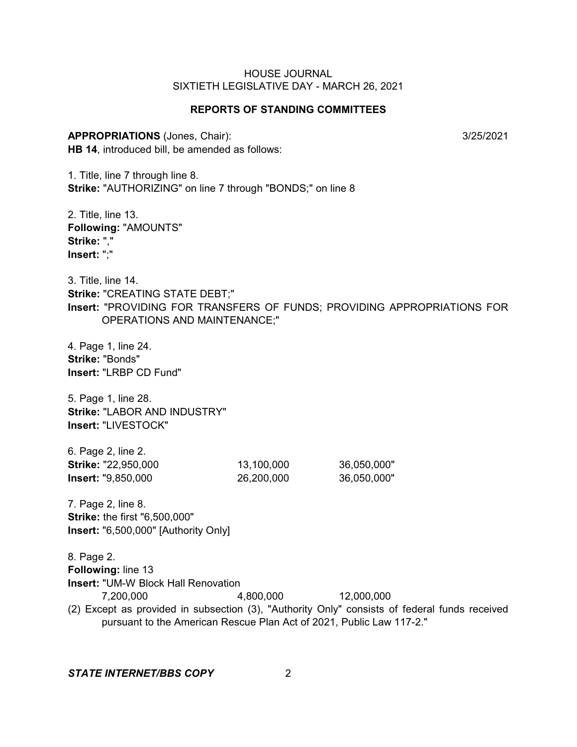## REPORTS OF STANDING COMMITTEES

**APPROPRIATIONS** (Jones, Chair): 3/25/2021

**HB 14**, introduced bill, be amended as follows:

1. Title, line 7 through line 8.
**Strike:** "AUTHORIZING" on line 7 through "BONDS;" on line 8

2. Title, line 13.
**Following:** "AMOUNTS"
**Strike:** ","
**Insert:** ";"

3. Title, line 14.
**Strike:** "CREATING STATE DEBT;"
**Insert:** "PROVIDING FOR TRANSFERS OF FUNDS; PROVIDING APPROPRIATIONS FOR OPERATIONS AND MAINTENANCE;"

4. Page 1, line 24.
**Strike:** "Bonds"
**Insert:** "LRBP CD Fund"

5. Page 1, line 28.
**Strike:** "LABOR AND INDUSTRY"
**Insert:** "LIVESTOCK"

6. Page 2, line 2.
**Strike:** "22,950,000 13,100,000 36,050,000"
**Insert:** "9,850,000 26,200,000 36,050,000"

7. Page 2, line 8.
**Strike:** the first "6,500,000"
**Insert:** "6,500,000" [Authority Only]

8. Page 2.
**Following:** line 13
**Insert:** "UM-W Block Hall Renovation
7,200,000 4,800,000 12,000,000
(2) Except as provided in subsection (3), "Authority Only" consists of federal funds received pursuant to the American Rescue Plan Act of 2021, Public Law 117-2."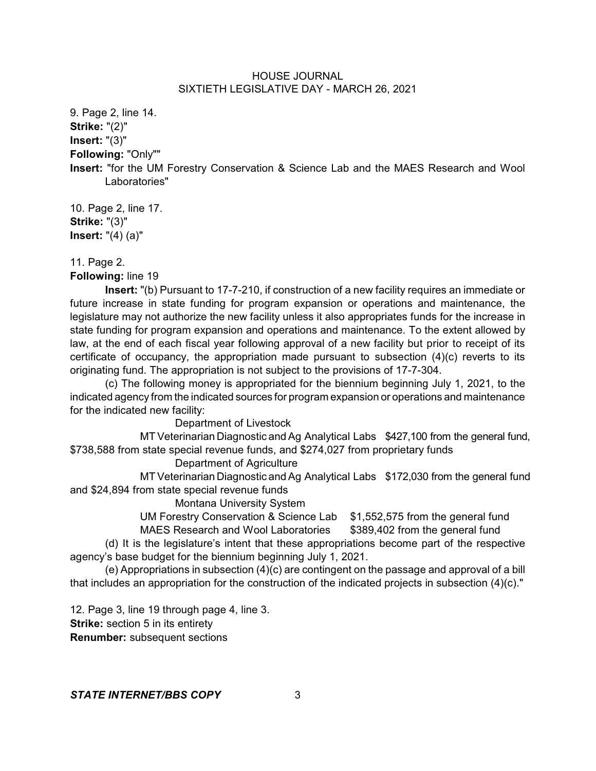9. Page 2, line 14.
**Strike:** "(2)"
**Insert:** "(3)"
**Following:** "Only""
**Insert:** "for the UM Forestry Conservation & Science Lab and the MAES Research and Wool Laboratories"

10. Page 2, line 17.
**Strike:** "(3)"
**Insert:** "(4) (a)"

11. Page 2.
**Following:** line 19

**Insert:** "(b) Pursuant to 17-7-210, if construction of a new facility requires an immediate or future increase in state funding for program expansion or operations and maintenance, the legislature may not authorize the new facility unless it also appropriates funds for the increase in state funding for program expansion and operations and maintenance. To the extent allowed by law, at the end of each fiscal year following approval of a new facility but prior to receipt of its certificate of occupancy, the appropriation made pursuant to subsection (4)(c) reverts to its originating fund. The appropriation is not subject to the provisions of 17-7-304.

(c) The following money is appropriated for the biennium beginning July 1, 2021, to the indicated agency from the indicated sources for program expansion or operations and maintenance for the indicated new facility:

Department of Livestock

MT Veterinarian Diagnostic and Ag Analytical Labs $427,100 from the general fund, $738,588 from state special revenue funds, and $274,027 from proprietary funds

Department of Agriculture

MT Veterinarian Diagnostic and Ag Analytical Labs $172,030 from the general fund and $24,894 from state special revenue funds

Montana University System

UM Forestry Conservation & Science Lab $1,552,575 from the general fund

MAES Research and Wool Laboratories $389,402 from the general fund

(d) It is the legislature's intent that these appropriations become part of the respective agency's base budget for the biennium beginning July 1, 2021.

(e) Appropriations in subsection (4)(c) are contingent on the passage and approval of a bill that includes an appropriation for the construction of the indicated projects in subsection (4)(c)."

12. Page 3, line 19 through page 4, line 3.
**Strike:** section 5 in its entirety
**Renumber:** subsequent sections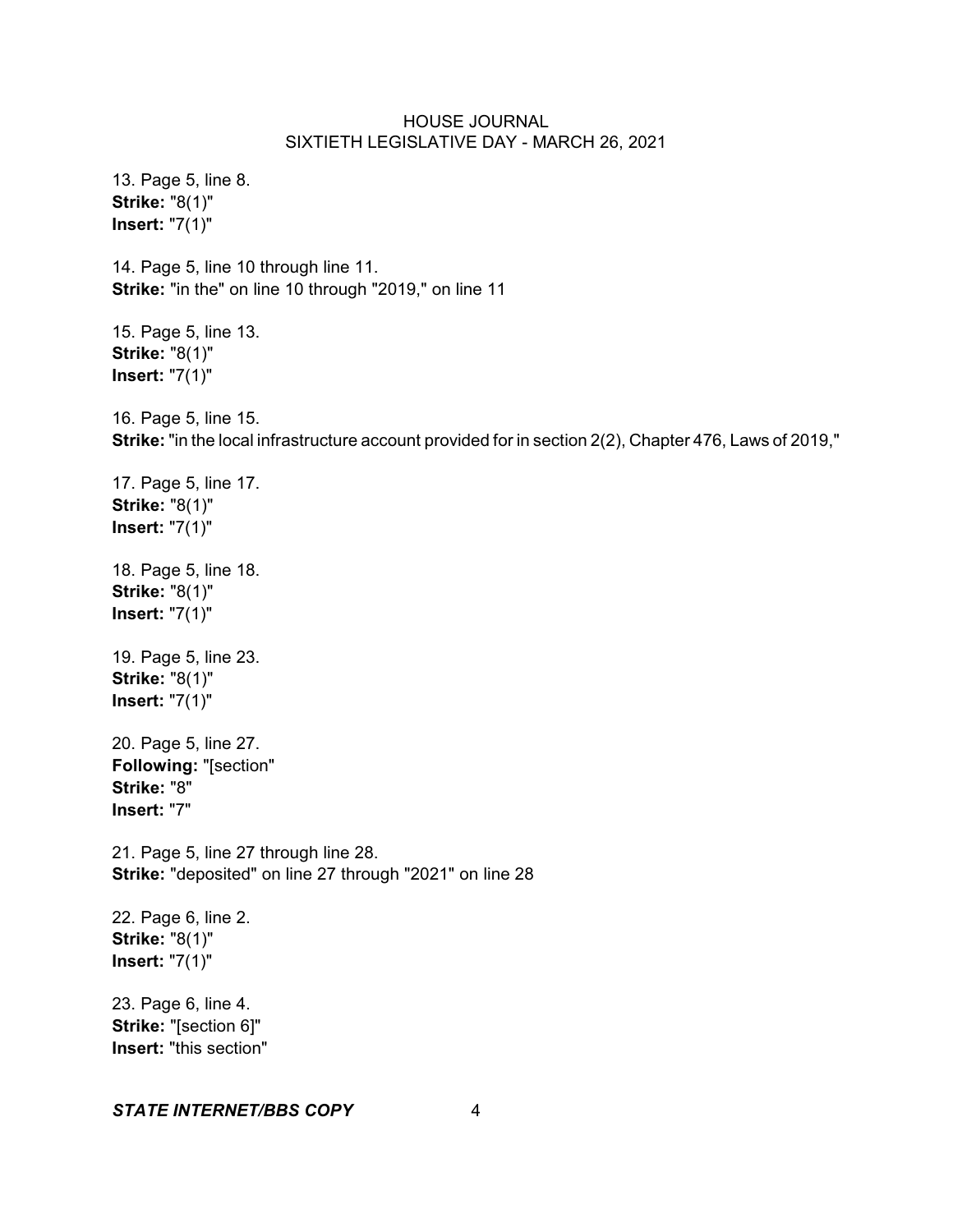13. Page 5, line 8.
**Strike:** "8(1)"
**Insert:** "7(1)"

14. Page 5, line 10 through line 11.
**Strike:** "in the" on line 10 through "2019," on line 11

15. Page 5, line 13.
**Strike:** "8(1)"
**Insert:** "7(1)"

16. Page 5, line 15.
**Strike:** "in the local infrastructure account provided for in section 2(2), Chapter 476, Laws of 2019,"

17. Page 5, line 17.
**Strike:** "8(1)"
**Insert:** "7(1)"

18. Page 5, line 18.
**Strike:** "8(1)"
**Insert:** "7(1)"

19. Page 5, line 23.
**Strike:** "8(1)"
**Insert:** "7(1)"

20. Page 5, line 27.
**Following:** "[section"
**Strike:** "8"
**Insert:** "7"

21. Page 5, line 27 through line 28.
**Strike:** "deposited" on line 27 through "2021" on line 28

22. Page 6, line 2.
**Strike:** "8(1)"
**Insert:** "7(1)"

23. Page 6, line 4.
**Strike:** "[section 6]"
**Insert:** "this section"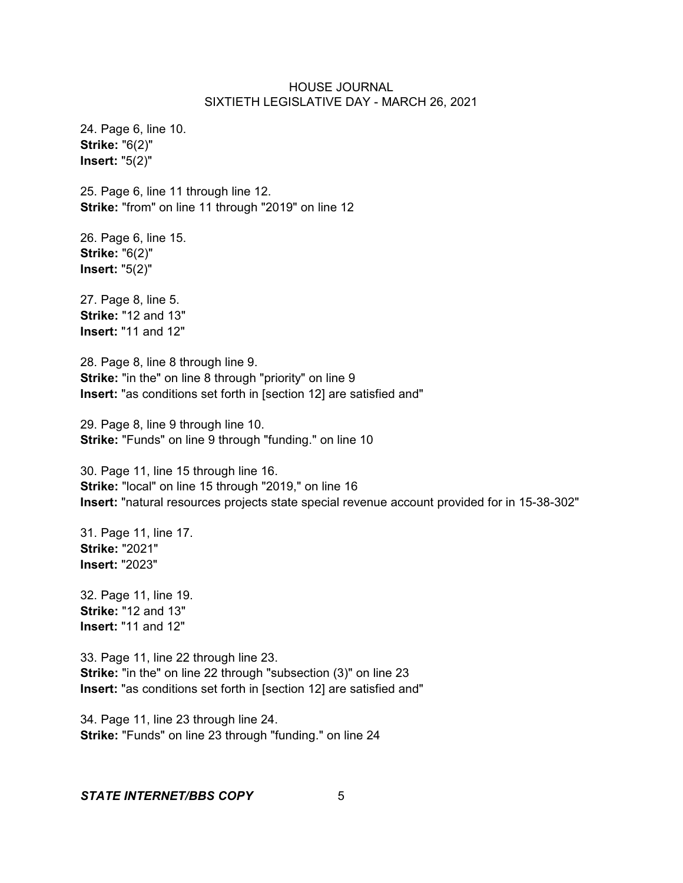24. Page 6, line 10.
**Strike:** "6(2)"
**Insert:** "5(2)"

25. Page 6, line 11 through line 12.
**Strike:** "from" on line 11 through "2019" on line 12

26. Page 6, line 15.
**Strike:** "6(2)"
**Insert:** "5(2)"

27. Page 8, line 5.
**Strike:** "12 and 13"
**Insert:** "11 and 12"

28. Page 8, line 8 through line 9.
**Strike:** "in the" on line 8 through "priority" on line 9
**Insert:** "as conditions set forth in [section 12] are satisfied and"

29. Page 8, line 9 through line 10.
**Strike:** "Funds" on line 9 through "funding." on line 10

30. Page 11, line 15 through line 16.
**Strike:** "local" on line 15 through "2019," on line 16
**Insert:** "natural resources projects state special revenue account provided for in 15-38-302"

31. Page 11, line 17.
**Strike:** "2021"
**Insert:** "2023"

32. Page 11, line 19.
**Strike:** "12 and 13"
**Insert:** "11 and 12"

33. Page 11, line 22 through line 23.
**Strike:** "in the" on line 22 through "subsection (3)" on line 23
**Insert:** "as conditions set forth in [section 12] are satisfied and"

34. Page 11, line 23 through line 24.
**Strike:** "Funds" on line 23 through "funding." on line 24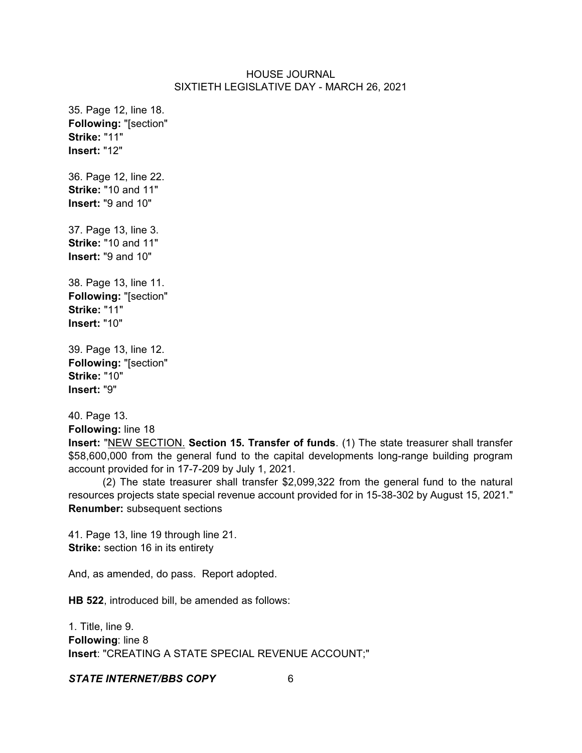35. Page 12, line 18.
**Following:** "[section"
**Strike:** "11"
**Insert:** "12"

36. Page 12, line 22.
**Strike:** "10 and 11"
**Insert:** "9 and 10"

37. Page 13, line 3.
**Strike:** "10 and 11"
**Insert:** "9 and 10"

38. Page 13, line 11.
**Following:** "[section"
**Strike:** "11"
**Insert:** "10"

39. Page 13, line 12.
**Following:** "[section"
**Strike:** "10"
**Insert:** "9"

40. Page 13.
**Following:** line 18
**Insert:** "NEW SECTION. **Section 15. Transfer of funds**. (1) The state treasurer shall transfer $58,600,000 from the general fund to the capital developments long-range building program account provided for in 17-7-209 by July 1, 2021.

(2) The state treasurer shall transfer $2,099,322 from the general fund to the natural resources projects state special revenue account provided for in 15-38-302 by August 15, 2021."
**Renumber:** subsequent sections

41. Page 13, line 19 through line 21.
**Strike:** section 16 in its entirety

And, as amended, do pass. Report adopted.

**HB 522**, introduced bill, be amended as follows:

1. Title, line 9.
**Following**: line 8
**Insert**: "CREATING A STATE SPECIAL REVENUE ACCOUNT;"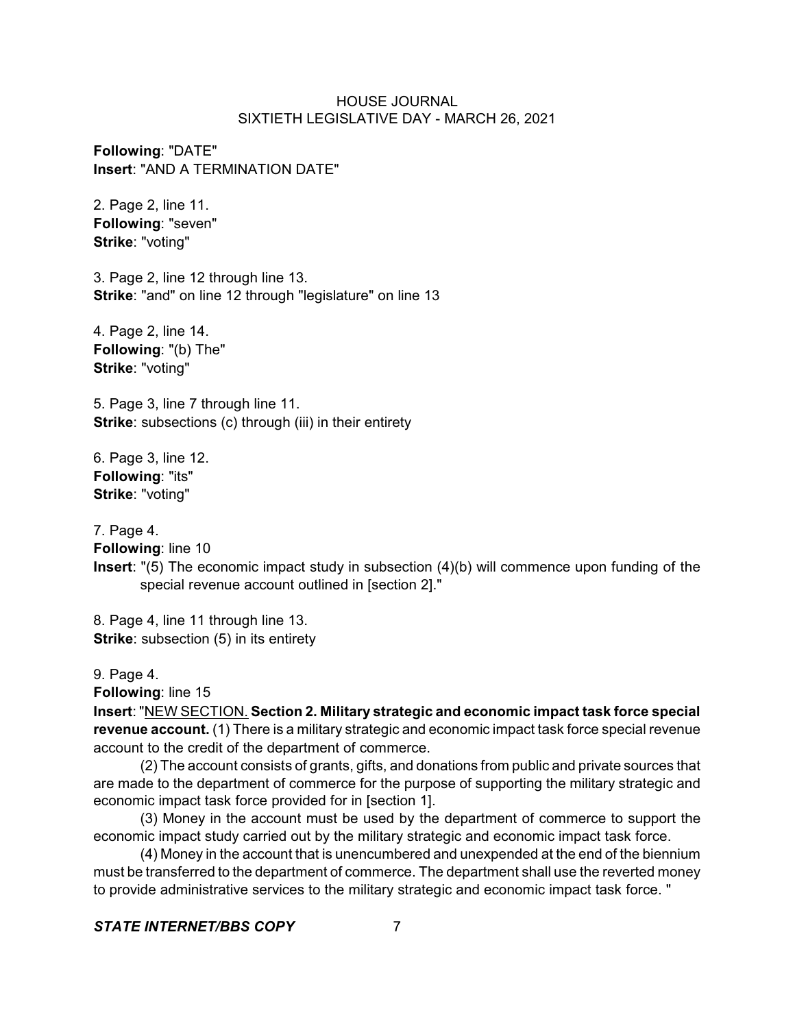**Following**: "DATE"
**Insert**: "AND A TERMINATION DATE"

2. Page 2, line 11.
**Following**: "seven"
**Strike**: "voting"

3. Page 2, line 12 through line 13.
**Strike**: "and" on line 12 through "legislature" on line 13

4. Page 2, line 14.
**Following**: "(b) The"
**Strike**: "voting"

5. Page 3, line 7 through line 11.
**Strike**: subsections (c) through (iii) in their entirety

6. Page 3, line 12.
**Following**: "its"
**Strike**: "voting"

7. Page 4.
**Following**: line 10
**Insert**: "(5) The economic impact study in subsection (4)(b) will commence upon funding of the special revenue account outlined in [section 2]."

8. Page 4, line 11 through line 13.
**Strike**: subsection (5) in its entirety

9. Page 4.
**Following**: line 15
**Insert**: "<u>NEW SECTION.</u> **Section 2. Military strategic and economic impact task force special revenue account.** (1) There is a military strategic and economic impact task force special revenue account to the credit of the department of commerce.

(2) The account consists of grants, gifts, and donations from public and private sources that are made to the department of commerce for the purpose of supporting the military strategic and economic impact task force provided for in [section 1].

(3) Money in the account must be used by the department of commerce to support the economic impact study carried out by the military strategic and economic impact task force.

(4) Money in the account that is unencumbered and unexpended at the end of the biennium must be transferred to the department of commerce. The department shall use the reverted money to provide administrative services to the military strategic and economic impact task force. "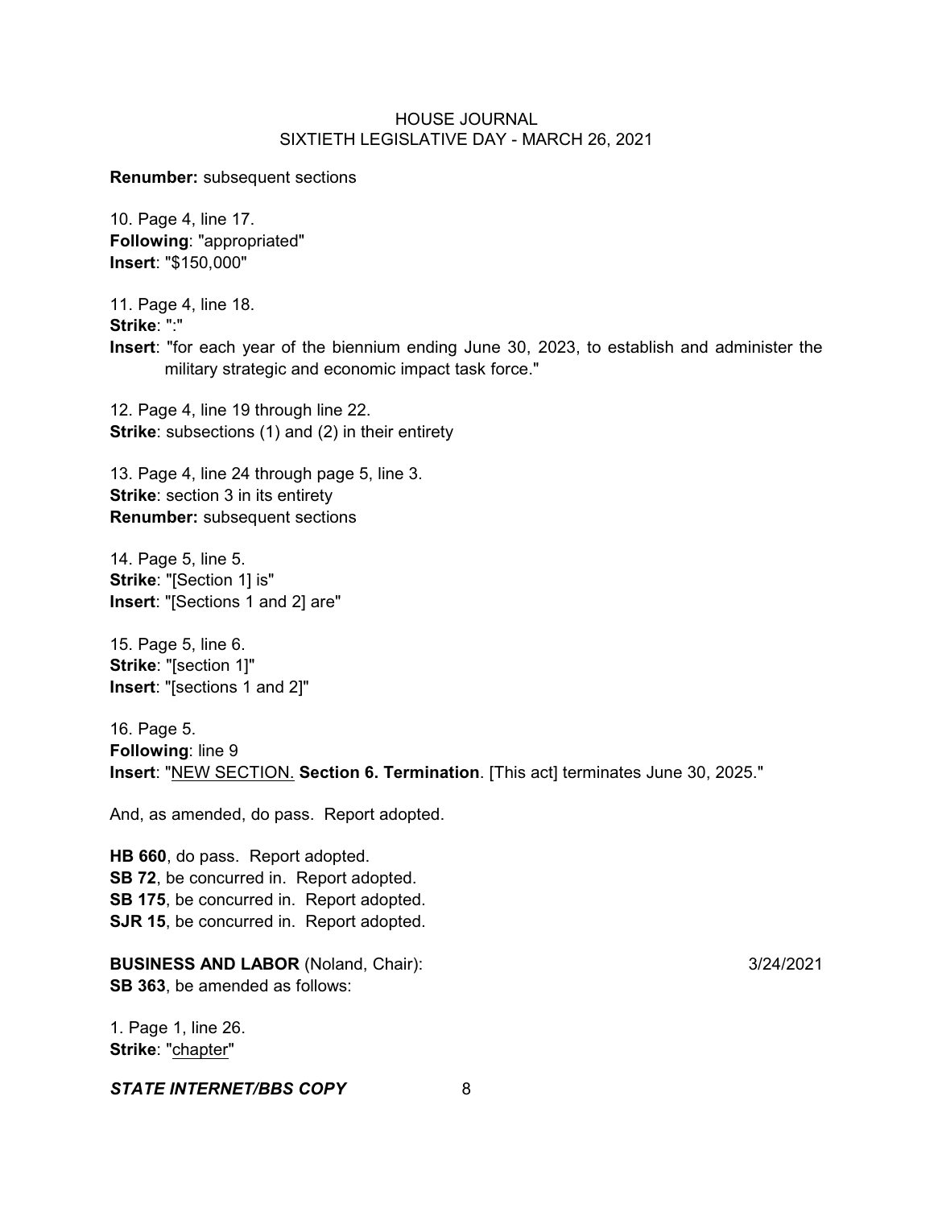**Renumber:** subsequent sections

10. Page 4, line 17.
**Following**: "appropriated"
**Insert**: "$150,000"

11. Page 4, line 18.
**Strike**: ":"
**Insert**: "for each year of the biennium ending June 30, 2023, to establish and administer the military strategic and economic impact task force."

12. Page 4, line 19 through line 22.
**Strike**: subsections (1) and (2) in their entirety

13. Page 4, line 24 through page 5, line 3.
**Strike**: section 3 in its entirety
**Renumber:** subsequent sections

14. Page 5, line 5.
**Strike**: "[Section 1] is"
**Insert**: "[Sections 1 and 2] are"

15. Page 5, line 6.
**Strike**: "[section 1]"
**Insert**: "[sections 1 and 2]"

16. Page 5.
**Following**: line 9
**Insert**: "<u>NEW SECTION.</u> **Section 6. Termination**. [This act] terminates June 30, 2025."

And, as amended, do pass. Report adopted.

**HB 660**, do pass. Report adopted.
**SB 72**, be concurred in. Report adopted.
**SB 175**, be concurred in. Report adopted.
**SJR 15**, be concurred in. Report adopted.

**BUSINESS AND LABOR** (Noland, Chair): 3/24/2021
**SB 363**, be amended as follows:

1. Page 1, line 26.
**Strike**: "<u>chapter</u>"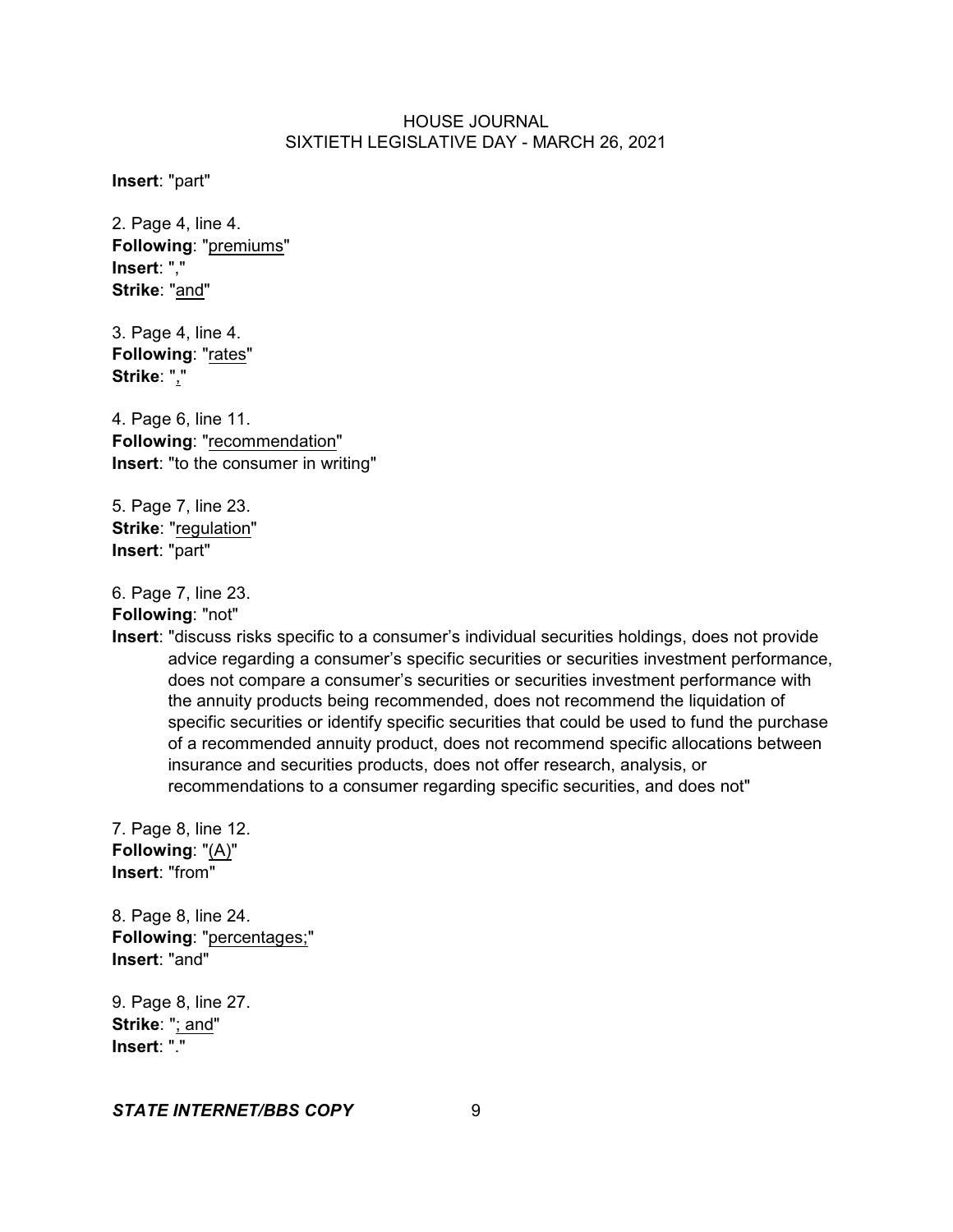**Insert**: "part"

2. Page 4, line 4.
**Following**: "<u>premiums</u>"
**Insert**: ","
**Strike**: "<u>and</u>"

3. Page 4, line 4.
**Following**: "<u>rates</u>"
**Strike**: "<u>,</u>"

4. Page 6, line 11.
**Following**: "<u>recommendation</u>"
**Insert**: "to the consumer in writing"

5. Page 7, line 23.
**Strike**: "<u>regulation</u>"
**Insert**: "part"

6. Page 7, line 23.
**Following**: "not"
**Insert**: "discuss risks specific to a consumer's individual securities holdings, does not provide advice regarding a consumer's specific securities or securities investment performance, does not compare a consumer's securities or securities investment performance with the annuity products being recommended, does not recommend the liquidation of specific securities or identify specific securities that could be used to fund the purchase of a recommended annuity product, does not recommend specific allocations between insurance and securities products, does not offer research, analysis, or recommendations to a consumer regarding specific securities, and does not"

7. Page 8, line 12.
**Following**: "<u>(A)</u>"
**Insert**: "from"

8. Page 8, line 24.
**Following**: "<u>percentages;</u>"
**Insert**: "and"

9. Page 8, line 27.
**Strike**: "<u>; and</u>"
**Insert**: "."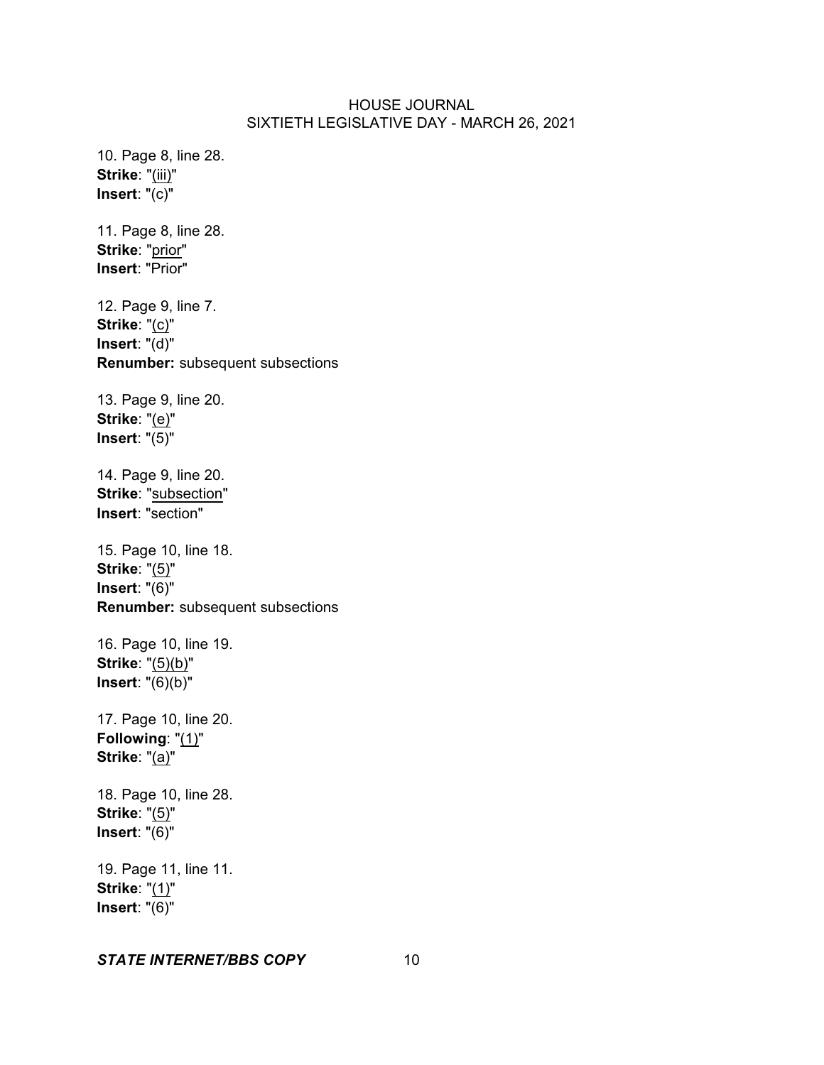10. Page 8, line 28.
**Strike**: "(iii)"
**Insert**: "(c)"

11. Page 8, line 28.
**Strike**: "prior"
**Insert**: "Prior"

12. Page 9, line 7.
**Strike**: "(c)"
**Insert**: "(d)"
**Renumber:** subsequent subsections

13. Page 9, line 20.
**Strike**: "(e)"
**Insert**: "(5)"

14. Page 9, line 20.
**Strike**: "subsection"
**Insert**: "section"

15. Page 10, line 18.
**Strike**: "(5)"
**Insert**: "(6)"
**Renumber:** subsequent subsections

16. Page 10, line 19.
**Strike**: "(5)(b)"
**Insert**: "(6)(b)"

17. Page 10, line 20.
**Following**: "(1)"
**Strike**: "(a)"

18. Page 10, line 28.
**Strike**: "(5)"
**Insert**: "(6)"

19. Page 11, line 11.
**Strike**: "(1)"
**Insert**: "(6)"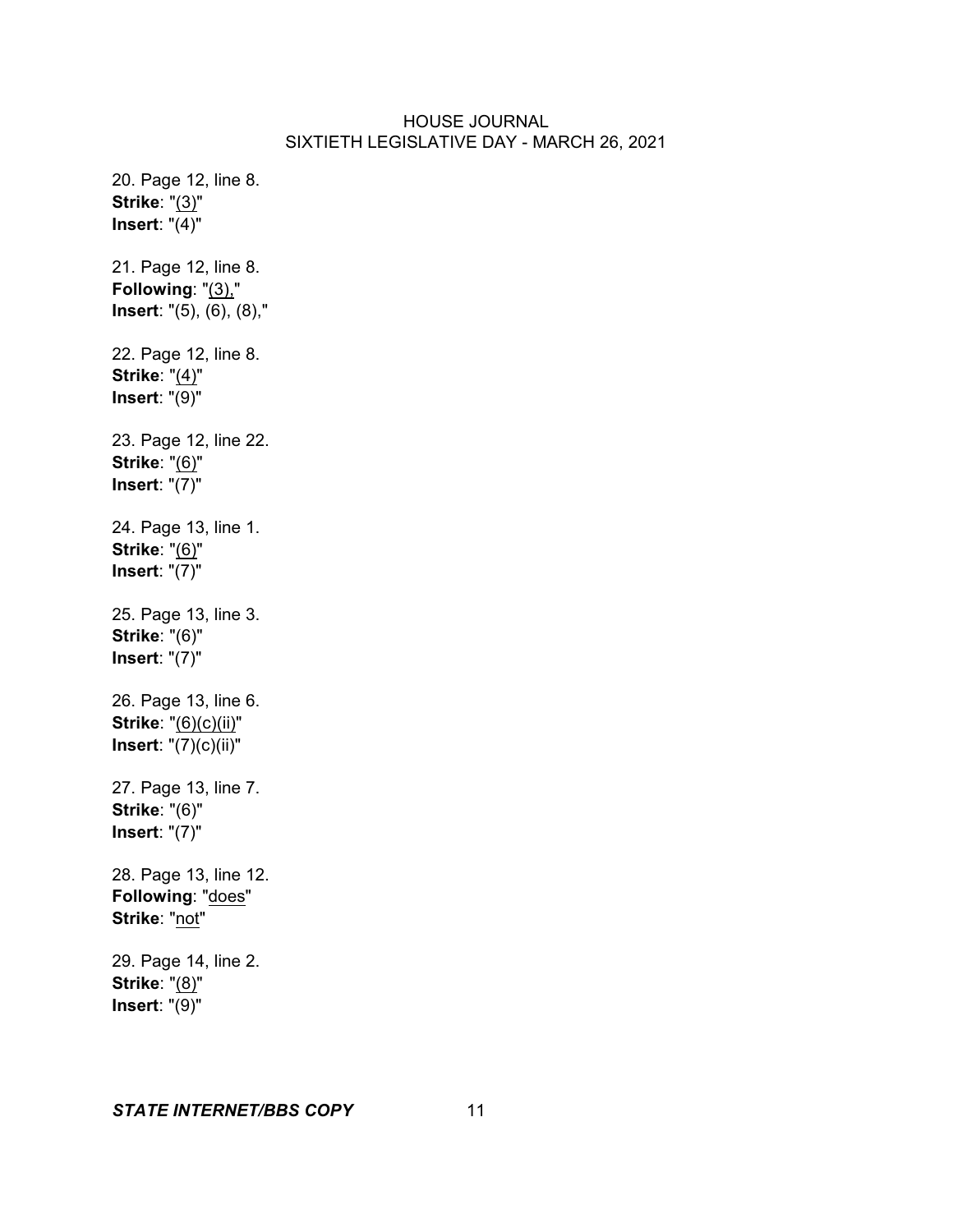20. Page 12, line 8.
**Strike**: "(3)"
**Insert**: "(4)"

21. Page 12, line 8.
**Following**: "(3),"
**Insert**: "(5), (6), (8),"

22. Page 12, line 8.
**Strike**: "(4)"
**Insert**: "(9)"

23. Page 12, line 22.
**Strike**: "(6)"
**Insert**: "(7)"

24. Page 13, line 1.
**Strike**: "(6)"
**Insert**: "(7)"

25. Page 13, line 3.
**Strike**: "(6)"
**Insert**: "(7)"

26. Page 13, line 6.
**Strike**: "(6)(c)(ii)"
**Insert**: "(7)(c)(ii)"

27. Page 13, line 7.
**Strike**: "(6)"
**Insert**: "(7)"

28. Page 13, line 12.
**Following**: "does"
**Strike**: "not"

29. Page 14, line 2.
**Strike**: "(8)"
**Insert**: "(9)"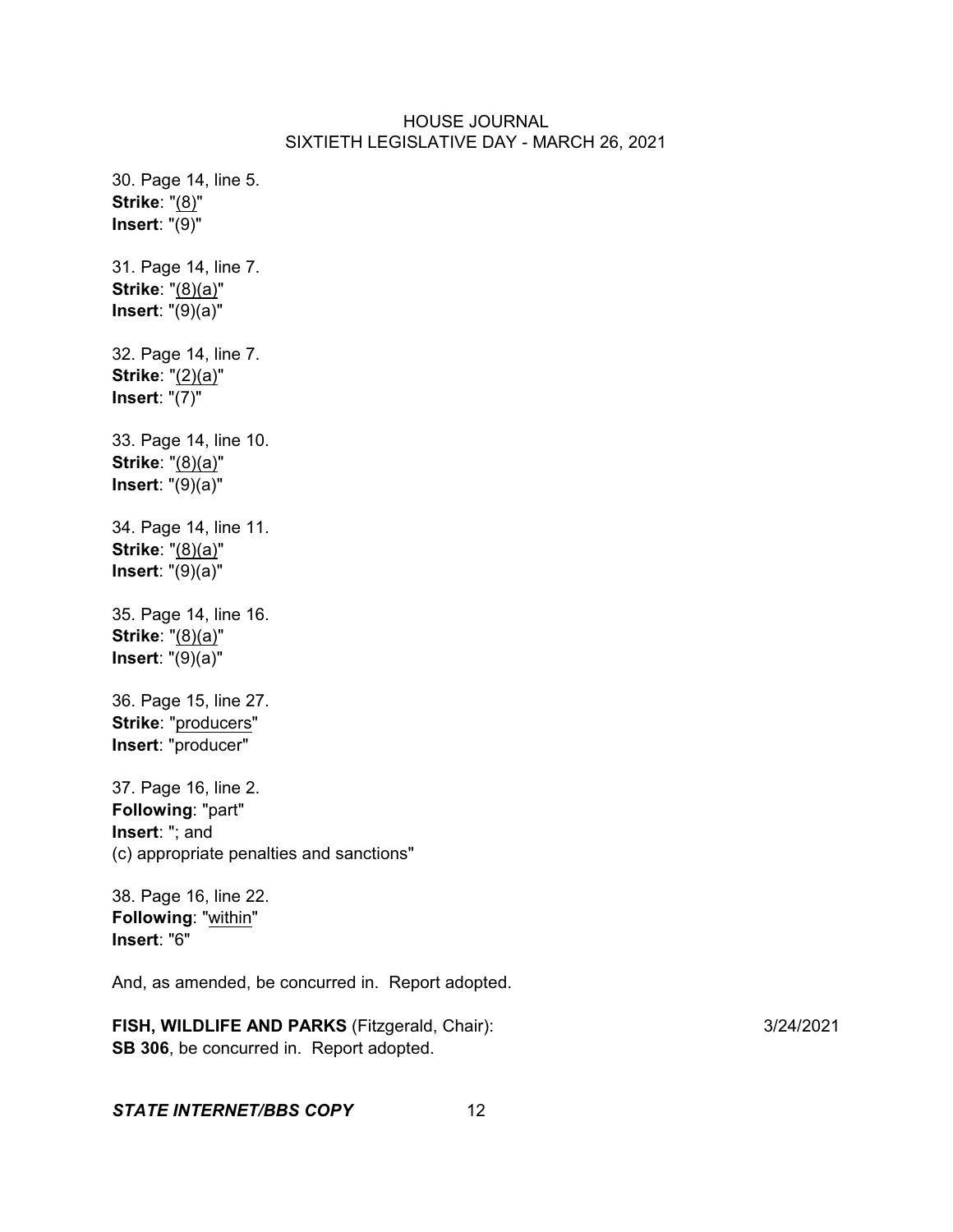30. Page 14, line 5.
**Strike**: "(8)"
**Insert**: "(9)"

31. Page 14, line 7.
**Strike**: "(8)(a)"
**Insert**: "(9)(a)"

32. Page 14, line 7.
**Strike**: "(2)(a)"
**Insert**: "(7)"

33. Page 14, line 10.
**Strike**: "(8)(a)"
**Insert**: "(9)(a)"

34. Page 14, line 11.
**Strike**: "(8)(a)"
**Insert**: "(9)(a)"

35. Page 14, line 16.
**Strike**: "(8)(a)"
**Insert**: "(9)(a)"

36. Page 15, line 27.
**Strike**: "producers"
**Insert**: "producer"

37. Page 16, line 2.
**Following**: "part"
**Insert**: "; and
(c) appropriate penalties and sanctions"

38. Page 16, line 22.
**Following**: "within"
**Insert**: "6"

And, as amended, be concurred in. Report adopted.

**FISH, WILDLIFE AND PARKS** (Fitzgerald, Chair): 3/24/2021
**SB 306**, be concurred in. Report adopted.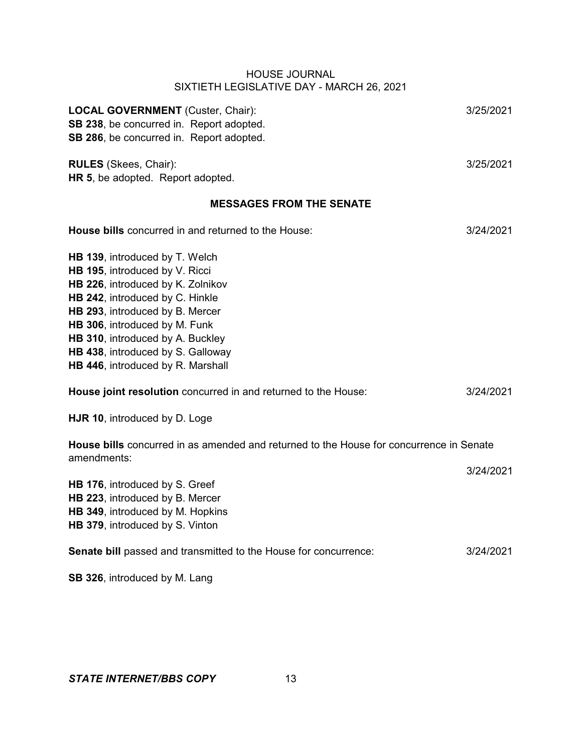**LOCAL GOVERNMENT** (Custer, Chair): 3/25/2021
**SB 238**, be concurred in. Report adopted.
**SB 286**, be concurred in. Report adopted.

**RULES** (Skees, Chair): 3/25/2021
**HR 5**, be adopted. Report adopted.

## MESSAGES FROM THE SENATE

**House bills** concurred in and returned to the House: 3/24/2021

**HB 139**, introduced by T. Welch
**HB 195**, introduced by V. Ricci
**HB 226**, introduced by K. Zolnikov
**HB 242**, introduced by C. Hinkle
**HB 293**, introduced by B. Mercer
**HB 306**, introduced by M. Funk
**HB 310**, introduced by A. Buckley
**HB 438**, introduced by S. Galloway
**HB 446**, introduced by R. Marshall

**House joint resolution** concurred in and returned to the House: 3/24/2021

**HJR 10**, introduced by D. Loge

**House bills** concurred in as amended and returned to the House for concurrence in Senate amendments:
3/24/2021

**HB 176**, introduced by S. Greef
**HB 223**, introduced by B. Mercer
**HB 349**, introduced by M. Hopkins
**HB 379**, introduced by S. Vinton

**Senate bill** passed and transmitted to the House for concurrence: 3/24/2021

**SB 326**, introduced by M. Lang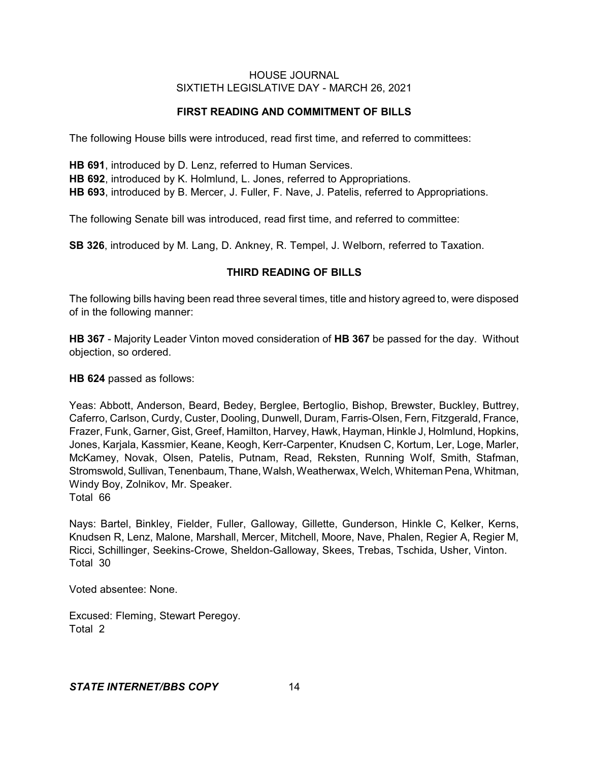## FIRST READING AND COMMITMENT OF BILLS

The following House bills were introduced, read first time, and referred to committees:

**HB 691**, introduced by D. Lenz, referred to Human Services.
**HB 692**, introduced by K. Holmlund, L. Jones, referred to Appropriations.
**HB 693**, introduced by B. Mercer, J. Fuller, F. Nave, J. Patelis, referred to Appropriations.

The following Senate bill was introduced, read first time, and referred to committee:

**SB 326**, introduced by M. Lang, D. Ankney, R. Tempel, J. Welborn, referred to Taxation.

## THIRD READING OF BILLS

The following bills having been read three several times, title and history agreed to, were disposed of in the following manner:

**HB 367** - Majority Leader Vinton moved consideration of **HB 367** be passed for the day. Without objection, so ordered.

**HB 624** passed as follows:

Yeas: Abbott, Anderson, Beard, Bedey, Berglee, Bertoglio, Bishop, Brewster, Buckley, Buttrey, Caferro, Carlson, Curdy, Custer, Dooling, Dunwell, Duram, Farris-Olsen, Fern, Fitzgerald, France, Frazer, Funk, Garner, Gist, Greef, Hamilton, Harvey, Hawk, Hayman, Hinkle J, Holmlund, Hopkins, Jones, Karjala, Kassmier, Keane, Keogh, Kerr-Carpenter, Knudsen C, Kortum, Ler, Loge, Marler, McKamey, Novak, Olsen, Patelis, Putnam, Read, Reksten, Running Wolf, Smith, Stafman, Stromswold, Sullivan, Tenenbaum, Thane, Walsh, Weatherwax, Welch, Whiteman Pena, Whitman, Windy Boy, Zolnikov, Mr. Speaker.
Total 66

Nays: Bartel, Binkley, Fielder, Fuller, Galloway, Gillette, Gunderson, Hinkle C, Kelker, Kerns, Knudsen R, Lenz, Malone, Marshall, Mercer, Mitchell, Moore, Nave, Phalen, Regier A, Regier M, Ricci, Schillinger, Seekins-Crowe, Sheldon-Galloway, Skees, Trebas, Tschida, Usher, Vinton.
Total 30

Voted absentee: None.

Excused: Fleming, Stewart Peregoy.
Total 2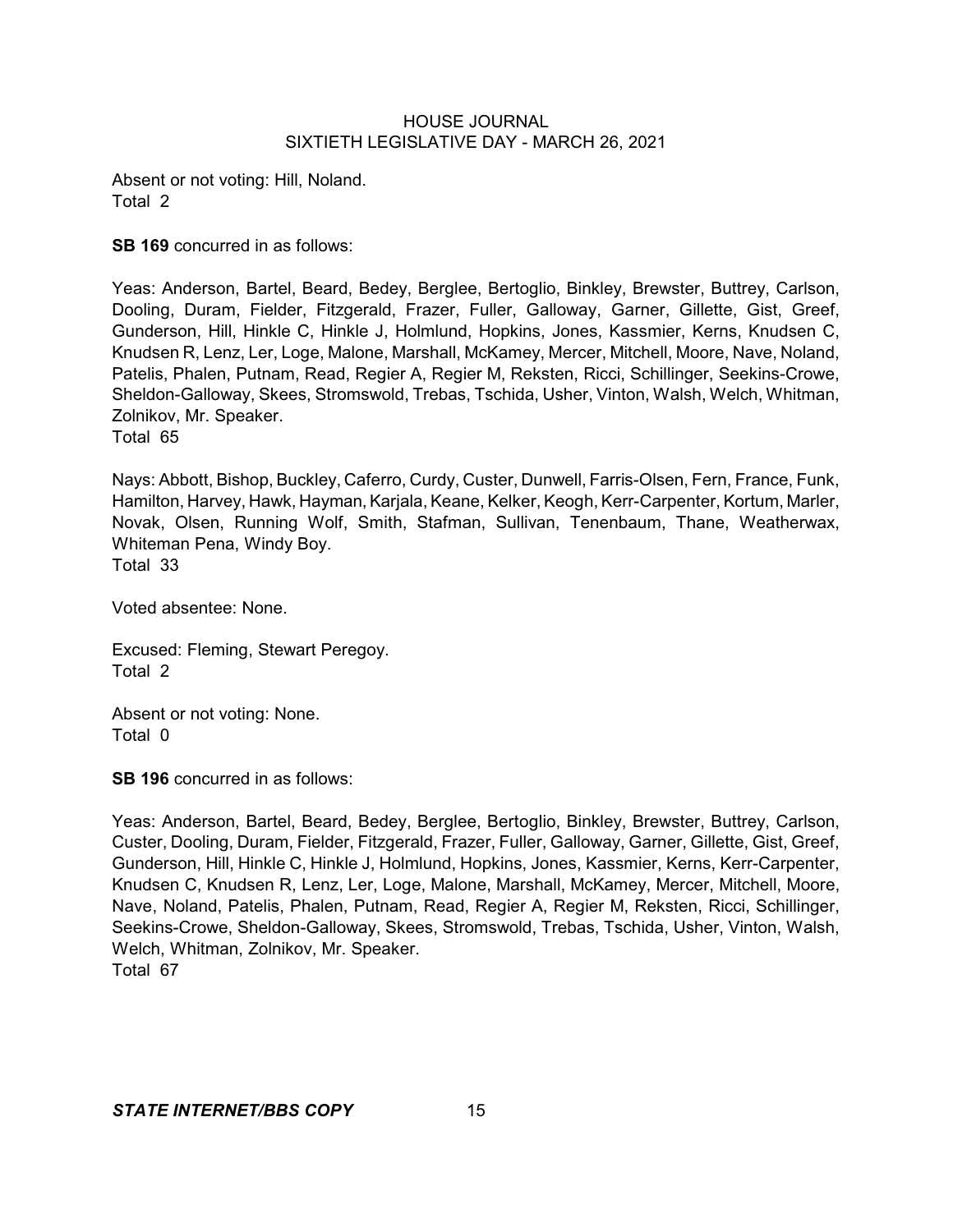Absent or not voting: Hill, Noland.
Total 2

**SB 169** concurred in as follows:

Yeas: Anderson, Bartel, Beard, Bedey, Berglee, Bertoglio, Binkley, Brewster, Buttrey, Carlson, Dooling, Duram, Fielder, Fitzgerald, Frazer, Fuller, Galloway, Garner, Gillette, Gist, Greef, Gunderson, Hill, Hinkle C, Hinkle J, Holmlund, Hopkins, Jones, Kassmier, Kerns, Knudsen C, Knudsen R, Lenz, Ler, Loge, Malone, Marshall, McKamey, Mercer, Mitchell, Moore, Nave, Noland, Patelis, Phalen, Putnam, Read, Regier A, Regier M, Reksten, Ricci, Schillinger, Seekins-Crowe, Sheldon-Galloway, Skees, Stromswold, Trebas, Tschida, Usher, Vinton, Walsh, Welch, Whitman, Zolnikov, Mr. Speaker.
Total 65

Nays: Abbott, Bishop, Buckley, Caferro, Curdy, Custer, Dunwell, Farris-Olsen, Fern, France, Funk, Hamilton, Harvey, Hawk, Hayman, Karjala, Keane, Kelker, Keogh, Kerr-Carpenter, Kortum, Marler, Novak, Olsen, Running Wolf, Smith, Stafman, Sullivan, Tenenbaum, Thane, Weatherwax, Whiteman Pena, Windy Boy.
Total 33

Voted absentee: None.

Excused: Fleming, Stewart Peregoy.
Total 2

Absent or not voting: None.
Total 0

**SB 196** concurred in as follows:

Yeas: Anderson, Bartel, Beard, Bedey, Berglee, Bertoglio, Binkley, Brewster, Buttrey, Carlson, Custer, Dooling, Duram, Fielder, Fitzgerald, Frazer, Fuller, Galloway, Garner, Gillette, Gist, Greef, Gunderson, Hill, Hinkle C, Hinkle J, Holmlund, Hopkins, Jones, Kassmier, Kerns, Kerr-Carpenter, Knudsen C, Knudsen R, Lenz, Ler, Loge, Malone, Marshall, McKamey, Mercer, Mitchell, Moore, Nave, Noland, Patelis, Phalen, Putnam, Read, Regier A, Regier M, Reksten, Ricci, Schillinger, Seekins-Crowe, Sheldon-Galloway, Skees, Stromswold, Trebas, Tschida, Usher, Vinton, Walsh, Welch, Whitman, Zolnikov, Mr. Speaker.
Total 67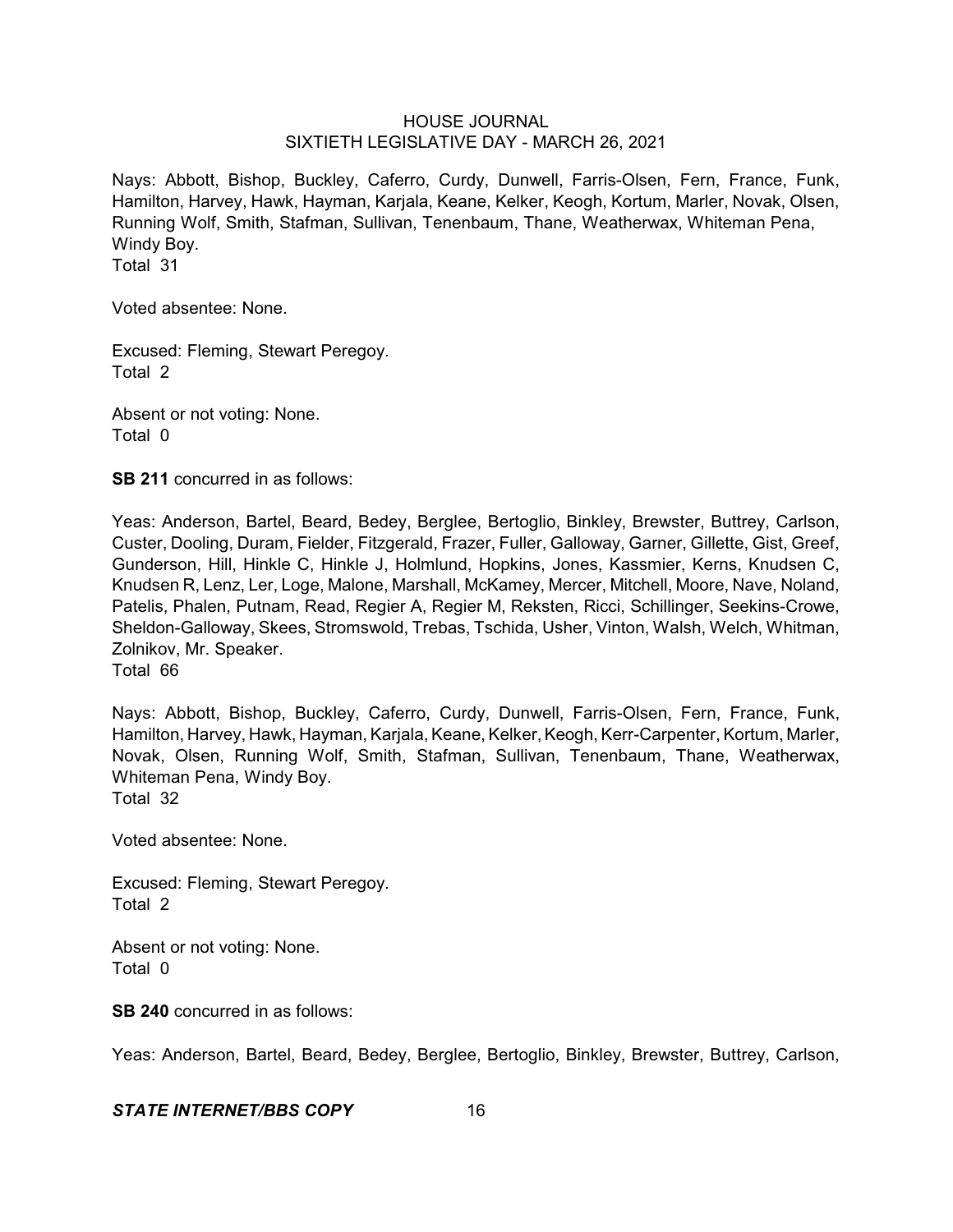Nays: Abbott, Bishop, Buckley, Caferro, Curdy, Dunwell, Farris-Olsen, Fern, France, Funk, Hamilton, Harvey, Hawk, Hayman, Karjala, Keane, Kelker, Keogh, Kortum, Marler, Novak, Olsen, Running Wolf, Smith, Stafman, Sullivan, Tenenbaum, Thane, Weatherwax, Whiteman Pena, Windy Boy.
Total 31

Voted absentee: None.

Excused: Fleming, Stewart Peregoy.
Total 2

Absent or not voting: None.
Total 0

**SB 211** concurred in as follows:

Yeas: Anderson, Bartel, Beard, Bedey, Berglee, Bertoglio, Binkley, Brewster, Buttrey, Carlson, Custer, Dooling, Duram, Fielder, Fitzgerald, Frazer, Fuller, Galloway, Garner, Gillette, Gist, Greef, Gunderson, Hill, Hinkle C, Hinkle J, Holmlund, Hopkins, Jones, Kassmier, Kerns, Knudsen C, Knudsen R, Lenz, Ler, Loge, Malone, Marshall, McKamey, Mercer, Mitchell, Moore, Nave, Noland, Patelis, Phalen, Putnam, Read, Regier A, Regier M, Reksten, Ricci, Schillinger, Seekins-Crowe, Sheldon-Galloway, Skees, Stromswold, Trebas, Tschida, Usher, Vinton, Walsh, Welch, Whitman, Zolnikov, Mr. Speaker.
Total 66

Nays: Abbott, Bishop, Buckley, Caferro, Curdy, Dunwell, Farris-Olsen, Fern, France, Funk, Hamilton, Harvey, Hawk, Hayman, Karjala, Keane, Kelker, Keogh, Kerr-Carpenter, Kortum, Marler, Novak, Olsen, Running Wolf, Smith, Stafman, Sullivan, Tenenbaum, Thane, Weatherwax, Whiteman Pena, Windy Boy.
Total 32

Voted absentee: None.

Excused: Fleming, Stewart Peregoy.
Total 2

Absent or not voting: None.
Total 0

**SB 240** concurred in as follows:

Yeas: Anderson, Bartel, Beard, Bedey, Berglee, Bertoglio, Binkley, Brewster, Buttrey, Carlson,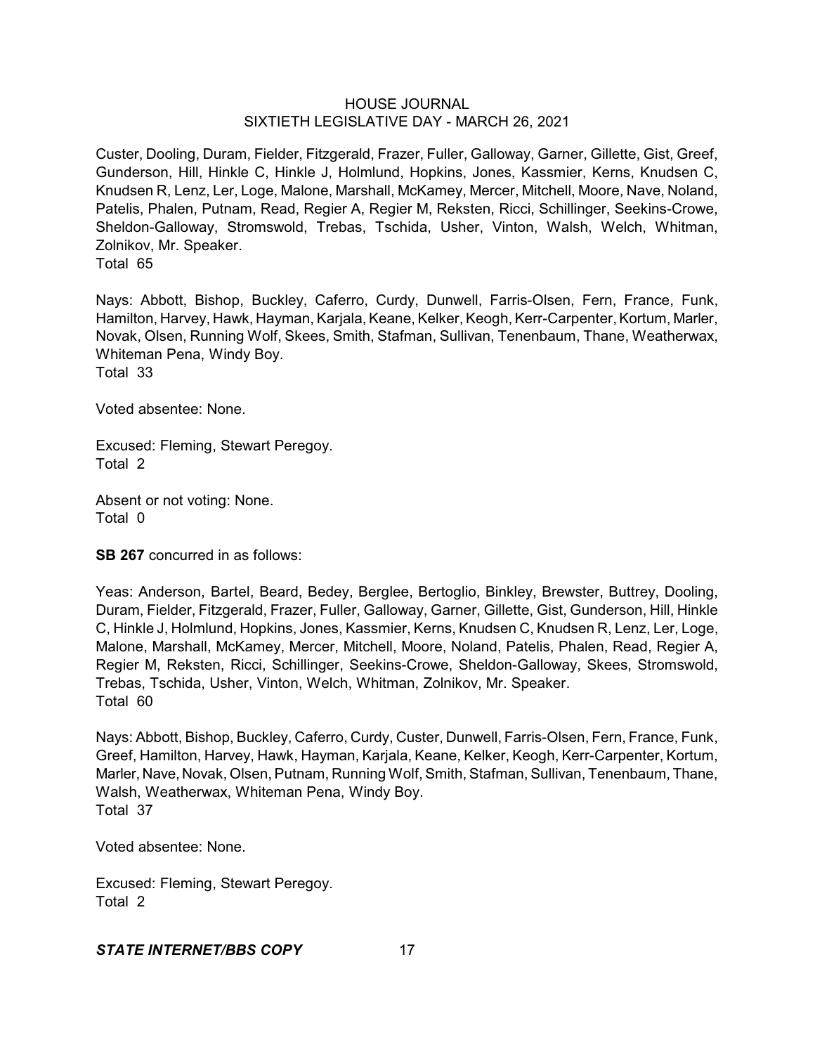Custer, Dooling, Duram, Fielder, Fitzgerald, Frazer, Fuller, Galloway, Garner, Gillette, Gist, Greef, Gunderson, Hill, Hinkle C, Hinkle J, Holmlund, Hopkins, Jones, Kassmier, Kerns, Knudsen C, Knudsen R, Lenz, Ler, Loge, Malone, Marshall, McKamey, Mercer, Mitchell, Moore, Nave, Noland, Patelis, Phalen, Putnam, Read, Regier A, Regier M, Reksten, Ricci, Schillinger, Seekins-Crowe, Sheldon-Galloway, Stromswold, Trebas, Tschida, Usher, Vinton, Walsh, Welch, Whitman, Zolnikov, Mr. Speaker.
Total 65

Nays: Abbott, Bishop, Buckley, Caferro, Curdy, Dunwell, Farris-Olsen, Fern, France, Funk, Hamilton, Harvey, Hawk, Hayman, Karjala, Keane, Kelker, Keogh, Kerr-Carpenter, Kortum, Marler, Novak, Olsen, Running Wolf, Skees, Smith, Stafman, Sullivan, Tenenbaum, Thane, Weatherwax, Whiteman Pena, Windy Boy.
Total 33

Voted absentee: None.

Excused: Fleming, Stewart Peregoy.
Total 2

Absent or not voting: None.
Total 0

**SB 267** concurred in as follows:

Yeas: Anderson, Bartel, Beard, Bedey, Berglee, Bertoglio, Binkley, Brewster, Buttrey, Dooling, Duram, Fielder, Fitzgerald, Frazer, Fuller, Galloway, Garner, Gillette, Gist, Gunderson, Hill, Hinkle C, Hinkle J, Holmlund, Hopkins, Jones, Kassmier, Kerns, Knudsen C, Knudsen R, Lenz, Ler, Loge, Malone, Marshall, McKamey, Mercer, Mitchell, Moore, Noland, Patelis, Phalen, Read, Regier A, Regier M, Reksten, Ricci, Schillinger, Seekins-Crowe, Sheldon-Galloway, Skees, Stromswold, Trebas, Tschida, Usher, Vinton, Welch, Whitman, Zolnikov, Mr. Speaker.
Total 60

Nays: Abbott, Bishop, Buckley, Caferro, Curdy, Custer, Dunwell, Farris-Olsen, Fern, France, Funk, Greef, Hamilton, Harvey, Hawk, Hayman, Karjala, Keane, Kelker, Keogh, Kerr-Carpenter, Kortum, Marler, Nave, Novak, Olsen, Putnam, Running Wolf, Smith, Stafman, Sullivan, Tenenbaum, Thane, Walsh, Weatherwax, Whiteman Pena, Windy Boy.
Total 37

Voted absentee: None.

Excused: Fleming, Stewart Peregoy.
Total 2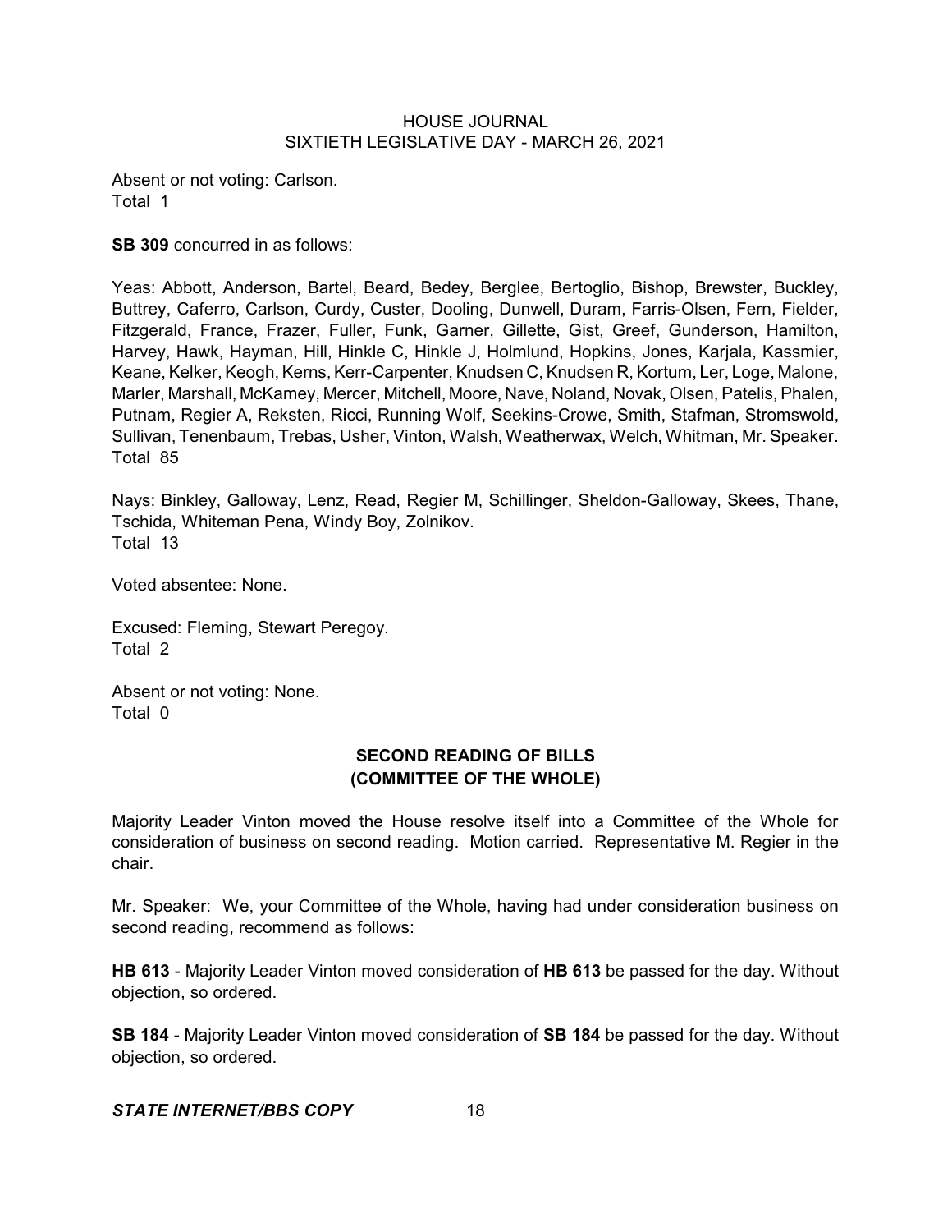Absent or not voting: Carlson.
Total 1

**SB 309** concurred in as follows:

Yeas: Abbott, Anderson, Bartel, Beard, Bedey, Berglee, Bertoglio, Bishop, Brewster, Buckley, Buttrey, Caferro, Carlson, Curdy, Custer, Dooling, Dunwell, Duram, Farris-Olsen, Fern, Fielder, Fitzgerald, France, Frazer, Fuller, Funk, Garner, Gillette, Gist, Greef, Gunderson, Hamilton, Harvey, Hawk, Hayman, Hill, Hinkle C, Hinkle J, Holmlund, Hopkins, Jones, Karjala, Kassmier, Keane, Kelker, Keogh, Kerns, Kerr-Carpenter, Knudsen C, Knudsen R, Kortum, Ler, Loge, Malone, Marler, Marshall, McKamey, Mercer, Mitchell, Moore, Nave, Noland, Novak, Olsen, Patelis, Phalen, Putnam, Regier A, Reksten, Ricci, Running Wolf, Seekins-Crowe, Smith, Stafman, Stromswold, Sullivan, Tenenbaum, Trebas, Usher, Vinton, Walsh, Weatherwax, Welch, Whitman, Mr. Speaker.
Total 85

Nays: Binkley, Galloway, Lenz, Read, Regier M, Schillinger, Sheldon-Galloway, Skees, Thane, Tschida, Whiteman Pena, Windy Boy, Zolnikov.
Total 13

Voted absentee: None.

Excused: Fleming, Stewart Peregoy.
Total 2

Absent or not voting: None.
Total 0

## SECOND READING OF BILLS
## (COMMITTEE OF THE WHOLE)

Majority Leader Vinton moved the House resolve itself into a Committee of the Whole for consideration of business on second reading. Motion carried. Representative M. Regier in the chair.

Mr. Speaker: We, your Committee of the Whole, having had under consideration business on second reading, recommend as follows:

**HB 613** - Majority Leader Vinton moved consideration of **HB 613** be passed for the day. Without objection, so ordered.

**SB 184** - Majority Leader Vinton moved consideration of **SB 184** be passed for the day. Without objection, so ordered.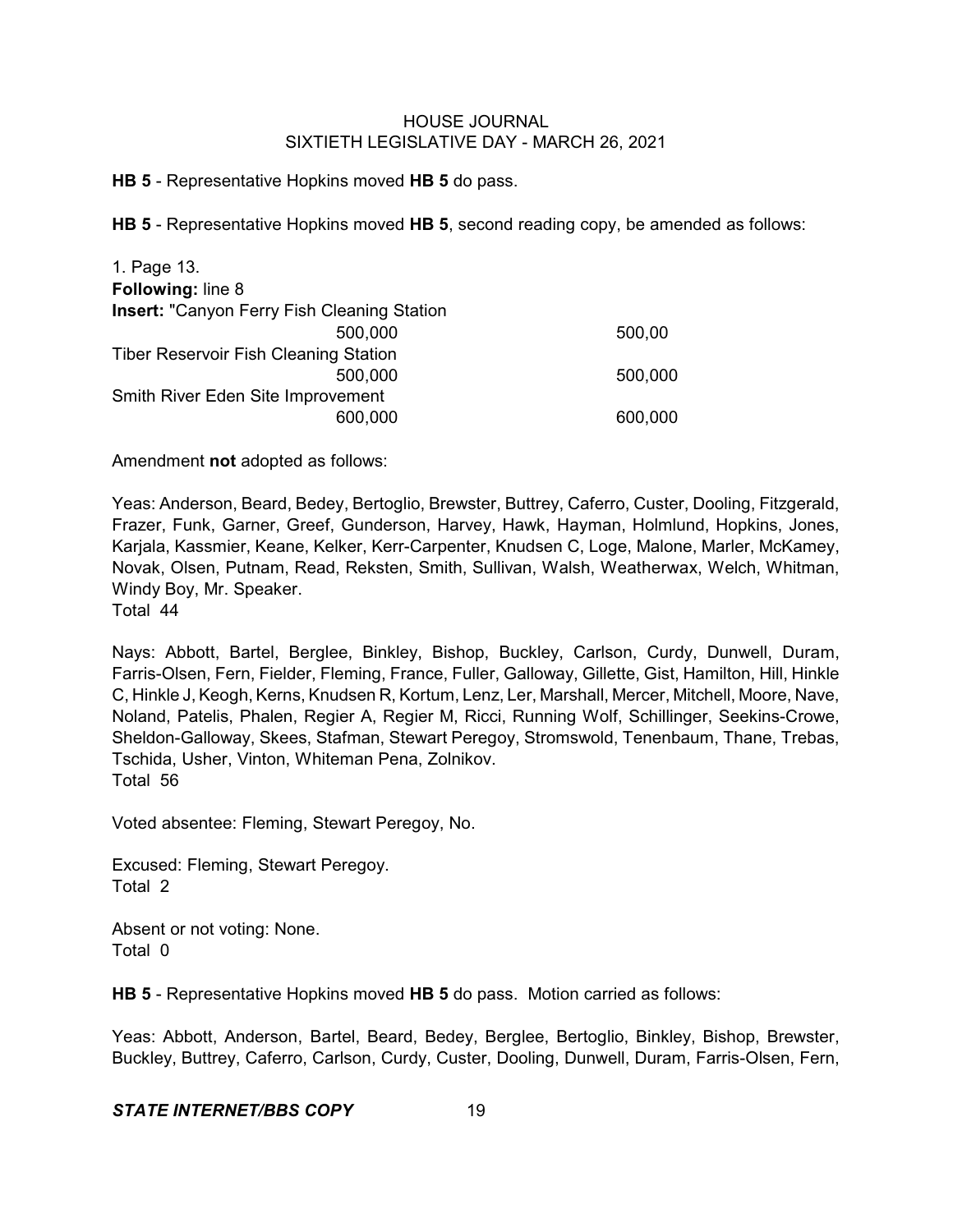**HB 5** - Representative Hopkins moved **HB 5** do pass.

**HB 5** - Representative Hopkins moved **HB 5**, second reading copy, be amended as follows:

1. Page 13.
**Following:** line 8
**Insert:** "Canyon Ferry Fish Cleaning Station

| | | |
|---|---|---|
| Canyon Ferry Fish Cleaning Station | 500,000 | 500,00 |
| Tiber Reservoir Fish Cleaning Station | 500,000 | 500,000 |
| Smith River Eden Site Improvement | 600,000 | 600,000 |

Amendment **not** adopted as follows:

Yeas: Anderson, Beard, Bedey, Bertoglio, Brewster, Buttrey, Caferro, Custer, Dooling, Fitzgerald, Frazer, Funk, Garner, Greef, Gunderson, Harvey, Hawk, Hayman, Holmlund, Hopkins, Jones, Karjala, Kassmier, Keane, Kelker, Kerr-Carpenter, Knudsen C, Loge, Malone, Marler, McKamey, Novak, Olsen, Putnam, Read, Reksten, Smith, Sullivan, Walsh, Weatherwax, Welch, Whitman, Windy Boy, Mr. Speaker.
Total 44

Nays: Abbott, Bartel, Berglee, Binkley, Bishop, Buckley, Carlson, Curdy, Dunwell, Duram, Farris-Olsen, Fern, Fielder, Fleming, France, Fuller, Galloway, Gillette, Gist, Hamilton, Hill, Hinkle C, Hinkle J, Keogh, Kerns, Knudsen R, Kortum, Lenz, Ler, Marshall, Mercer, Mitchell, Moore, Nave, Noland, Patelis, Phalen, Regier A, Regier M, Ricci, Running Wolf, Schillinger, Seekins-Crowe, Sheldon-Galloway, Skees, Stafman, Stewart Peregoy, Stromswold, Tenenbaum, Thane, Trebas, Tschida, Usher, Vinton, Whiteman Pena, Zolnikov.
Total 56

Voted absentee: Fleming, Stewart Peregoy, No.

Excused: Fleming, Stewart Peregoy.
Total 2

Absent or not voting: None.
Total 0

**HB 5** - Representative Hopkins moved **HB 5** do pass. Motion carried as follows:

Yeas: Abbott, Anderson, Bartel, Beard, Bedey, Berglee, Bertoglio, Binkley, Bishop, Brewster, Buckley, Buttrey, Caferro, Carlson, Curdy, Custer, Dooling, Dunwell, Duram, Farris-Olsen, Fern,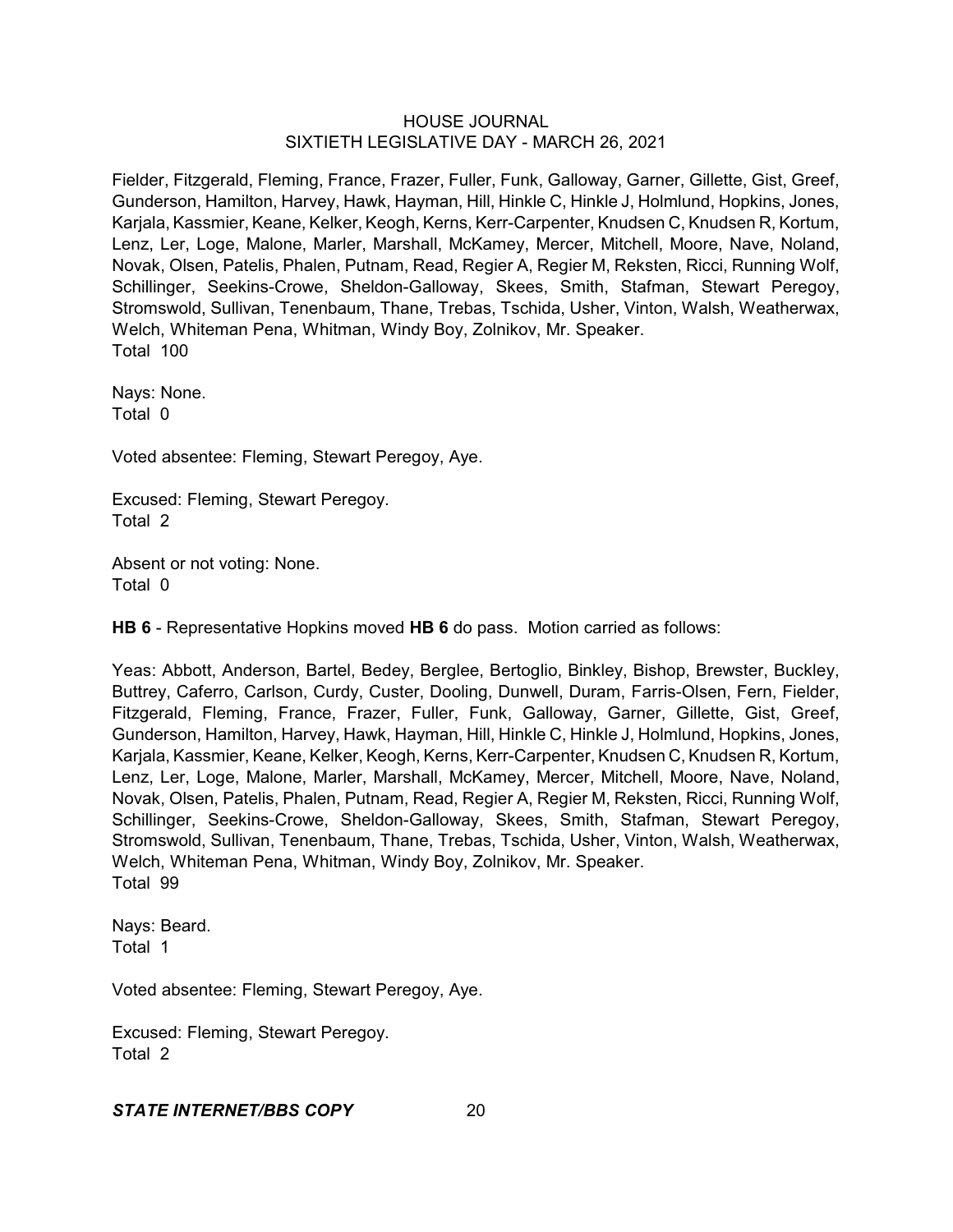Fielder, Fitzgerald, Fleming, France, Frazer, Fuller, Funk, Galloway, Garner, Gillette, Gist, Greef, Gunderson, Hamilton, Harvey, Hawk, Hayman, Hill, Hinkle C, Hinkle J, Holmlund, Hopkins, Jones, Karjala, Kassmier, Keane, Kelker, Keogh, Kerns, Kerr-Carpenter, Knudsen C, Knudsen R, Kortum, Lenz, Ler, Loge, Malone, Marler, Marshall, McKamey, Mercer, Mitchell, Moore, Nave, Noland, Novak, Olsen, Patelis, Phalen, Putnam, Read, Regier A, Regier M, Reksten, Ricci, Running Wolf, Schillinger, Seekins-Crowe, Sheldon-Galloway, Skees, Smith, Stafman, Stewart Peregoy, Stromswold, Sullivan, Tenenbaum, Thane, Trebas, Tschida, Usher, Vinton, Walsh, Weatherwax, Welch, Whiteman Pena, Whitman, Windy Boy, Zolnikov, Mr. Speaker.
Total 100

Nays: None.
Total 0

Voted absentee: Fleming, Stewart Peregoy, Aye.

Excused: Fleming, Stewart Peregoy.
Total 2

Absent or not voting: None.
Total 0

**HB 6** - Representative Hopkins moved **HB 6** do pass. Motion carried as follows:

Yeas: Abbott, Anderson, Bartel, Bedey, Berglee, Bertoglio, Binkley, Bishop, Brewster, Buckley, Buttrey, Caferro, Carlson, Curdy, Custer, Dooling, Dunwell, Duram, Farris-Olsen, Fern, Fielder, Fitzgerald, Fleming, France, Frazer, Fuller, Funk, Galloway, Garner, Gillette, Gist, Greef, Gunderson, Hamilton, Harvey, Hawk, Hayman, Hill, Hinkle C, Hinkle J, Holmlund, Hopkins, Jones, Karjala, Kassmier, Keane, Kelker, Keogh, Kerns, Kerr-Carpenter, Knudsen C, Knudsen R, Kortum, Lenz, Ler, Loge, Malone, Marler, Marshall, McKamey, Mercer, Mitchell, Moore, Nave, Noland, Novak, Olsen, Patelis, Phalen, Putnam, Read, Regier A, Regier M, Reksten, Ricci, Running Wolf, Schillinger, Seekins-Crowe, Sheldon-Galloway, Skees, Smith, Stafman, Stewart Peregoy, Stromswold, Sullivan, Tenenbaum, Thane, Trebas, Tschida, Usher, Vinton, Walsh, Weatherwax, Welch, Whiteman Pena, Whitman, Windy Boy, Zolnikov, Mr. Speaker.
Total 99

Nays: Beard.
Total 1

Voted absentee: Fleming, Stewart Peregoy, Aye.

Excused: Fleming, Stewart Peregoy.
Total 2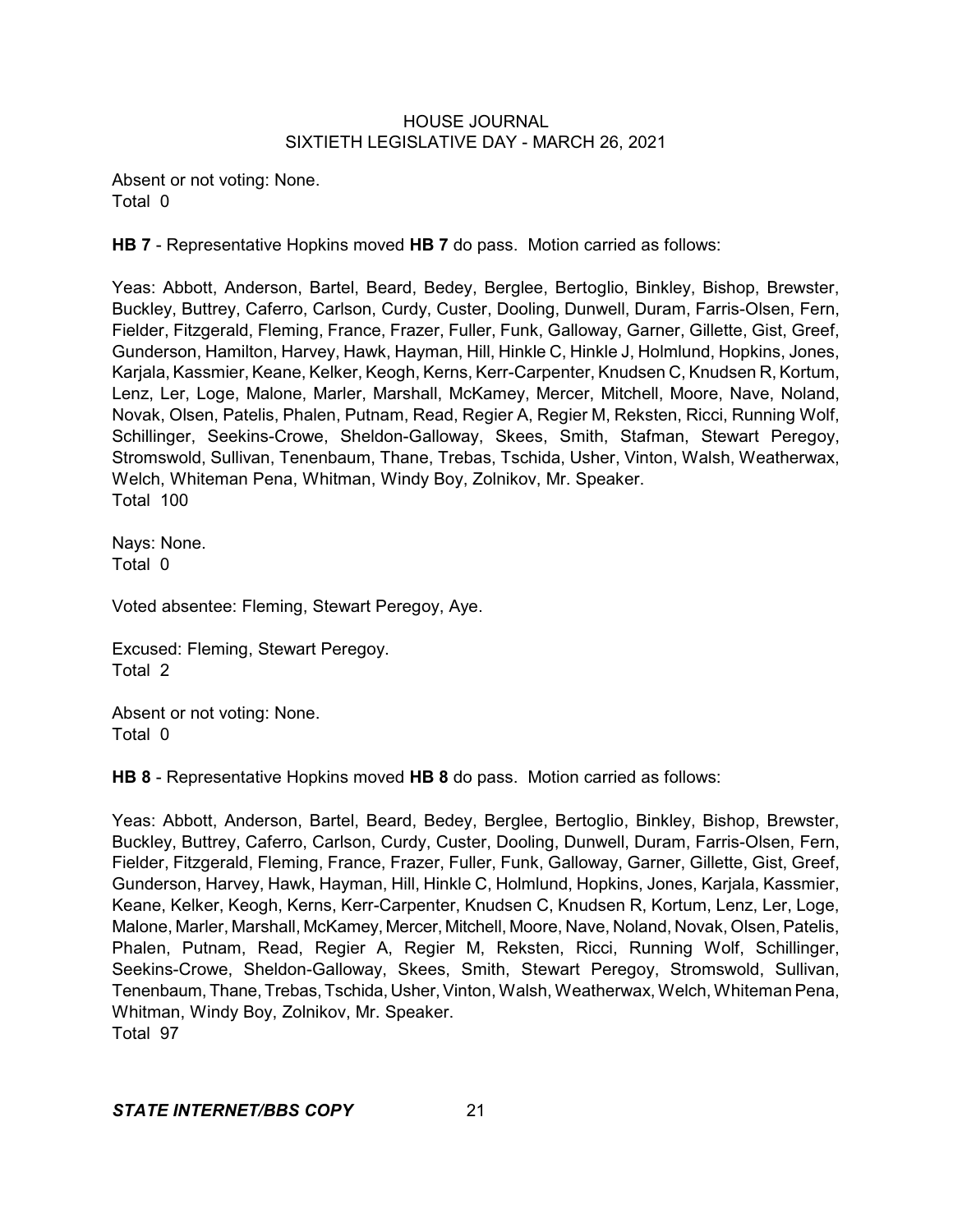Absent or not voting: None.
Total 0

**HB 7** - Representative Hopkins moved **HB 7** do pass. Motion carried as follows:

Yeas: Abbott, Anderson, Bartel, Beard, Bedey, Berglee, Bertoglio, Binkley, Bishop, Brewster, Buckley, Buttrey, Caferro, Carlson, Curdy, Custer, Dooling, Dunwell, Duram, Farris-Olsen, Fern, Fielder, Fitzgerald, Fleming, France, Frazer, Fuller, Funk, Galloway, Garner, Gillette, Gist, Greef, Gunderson, Hamilton, Harvey, Hawk, Hayman, Hill, Hinkle C, Hinkle J, Holmlund, Hopkins, Jones, Karjala, Kassmier, Keane, Kelker, Keogh, Kerns, Kerr-Carpenter, Knudsen C, Knudsen R, Kortum, Lenz, Ler, Loge, Malone, Marler, Marshall, McKamey, Mercer, Mitchell, Moore, Nave, Noland, Novak, Olsen, Patelis, Phalen, Putnam, Read, Regier A, Regier M, Reksten, Ricci, Running Wolf, Schillinger, Seekins-Crowe, Sheldon-Galloway, Skees, Smith, Stafman, Stewart Peregoy, Stromswold, Sullivan, Tenenbaum, Thane, Trebas, Tschida, Usher, Vinton, Walsh, Weatherwax, Welch, Whiteman Pena, Whitman, Windy Boy, Zolnikov, Mr. Speaker.
Total 100

Nays: None.
Total 0

Voted absentee: Fleming, Stewart Peregoy, Aye.

Excused: Fleming, Stewart Peregoy.
Total 2

Absent or not voting: None.
Total 0

**HB 8** - Representative Hopkins moved **HB 8** do pass. Motion carried as follows:

Yeas: Abbott, Anderson, Bartel, Beard, Bedey, Berglee, Bertoglio, Binkley, Bishop, Brewster, Buckley, Buttrey, Caferro, Carlson, Curdy, Custer, Dooling, Dunwell, Duram, Farris-Olsen, Fern, Fielder, Fitzgerald, Fleming, France, Frazer, Fuller, Funk, Galloway, Garner, Gillette, Gist, Greef, Gunderson, Harvey, Hawk, Hayman, Hill, Hinkle C, Holmlund, Hopkins, Jones, Karjala, Kassmier, Keane, Kelker, Keogh, Kerns, Kerr-Carpenter, Knudsen C, Knudsen R, Kortum, Lenz, Ler, Loge, Malone, Marler, Marshall, McKamey, Mercer, Mitchell, Moore, Nave, Noland, Novak, Olsen, Patelis, Phalen, Putnam, Read, Regier A, Regier M, Reksten, Ricci, Running Wolf, Schillinger, Seekins-Crowe, Sheldon-Galloway, Skees, Smith, Stewart Peregoy, Stromswold, Sullivan, Tenenbaum, Thane, Trebas, Tschida, Usher, Vinton, Walsh, Weatherwax, Welch, Whiteman Pena, Whitman, Windy Boy, Zolnikov, Mr. Speaker.
Total 97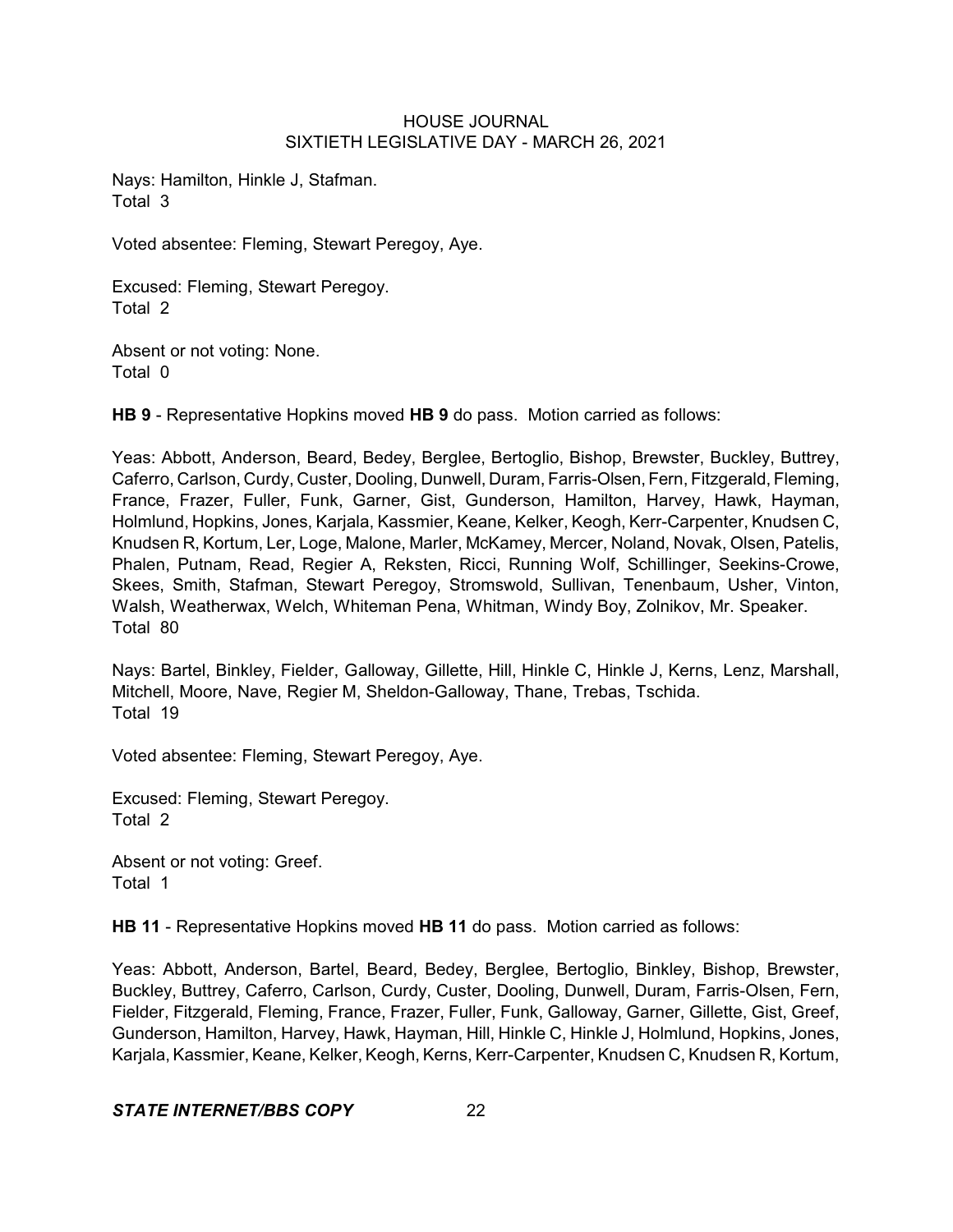Nays: Hamilton, Hinkle J, Stafman.
Total 3

Voted absentee: Fleming, Stewart Peregoy, Aye.

Excused: Fleming, Stewart Peregoy.
Total 2

Absent or not voting: None.
Total 0

**HB 9** - Representative Hopkins moved **HB 9** do pass. Motion carried as follows:

Yeas: Abbott, Anderson, Beard, Bedey, Berglee, Bertoglio, Bishop, Brewster, Buckley, Buttrey, Caferro, Carlson, Curdy, Custer, Dooling, Dunwell, Duram, Farris-Olsen, Fern, Fitzgerald, Fleming, France, Frazer, Fuller, Funk, Garner, Gist, Gunderson, Hamilton, Harvey, Hawk, Hayman, Holmlund, Hopkins, Jones, Karjala, Kassmier, Keane, Kelker, Keogh, Kerr-Carpenter, Knudsen C, Knudsen R, Kortum, Ler, Loge, Malone, Marler, McKamey, Mercer, Noland, Novak, Olsen, Patelis, Phalen, Putnam, Read, Regier A, Reksten, Ricci, Running Wolf, Schillinger, Seekins-Crowe, Skees, Smith, Stafman, Stewart Peregoy, Stromswold, Sullivan, Tenenbaum, Usher, Vinton, Walsh, Weatherwax, Welch, Whiteman Pena, Whitman, Windy Boy, Zolnikov, Mr. Speaker.
Total 80

Nays: Bartel, Binkley, Fielder, Galloway, Gillette, Hill, Hinkle C, Hinkle J, Kerns, Lenz, Marshall, Mitchell, Moore, Nave, Regier M, Sheldon-Galloway, Thane, Trebas, Tschida.
Total 19

Voted absentee: Fleming, Stewart Peregoy, Aye.

Excused: Fleming, Stewart Peregoy.
Total 2

Absent or not voting: Greef.
Total 1

**HB 11** - Representative Hopkins moved **HB 11** do pass. Motion carried as follows:

Yeas: Abbott, Anderson, Bartel, Beard, Bedey, Berglee, Bertoglio, Binkley, Bishop, Brewster, Buckley, Buttrey, Caferro, Carlson, Curdy, Custer, Dooling, Dunwell, Duram, Farris-Olsen, Fern, Fielder, Fitzgerald, Fleming, France, Frazer, Fuller, Funk, Galloway, Garner, Gillette, Gist, Greef, Gunderson, Hamilton, Harvey, Hawk, Hayman, Hill, Hinkle C, Hinkle J, Holmlund, Hopkins, Jones, Karjala, Kassmier, Keane, Kelker, Keogh, Kerns, Kerr-Carpenter, Knudsen C, Knudsen R, Kortum,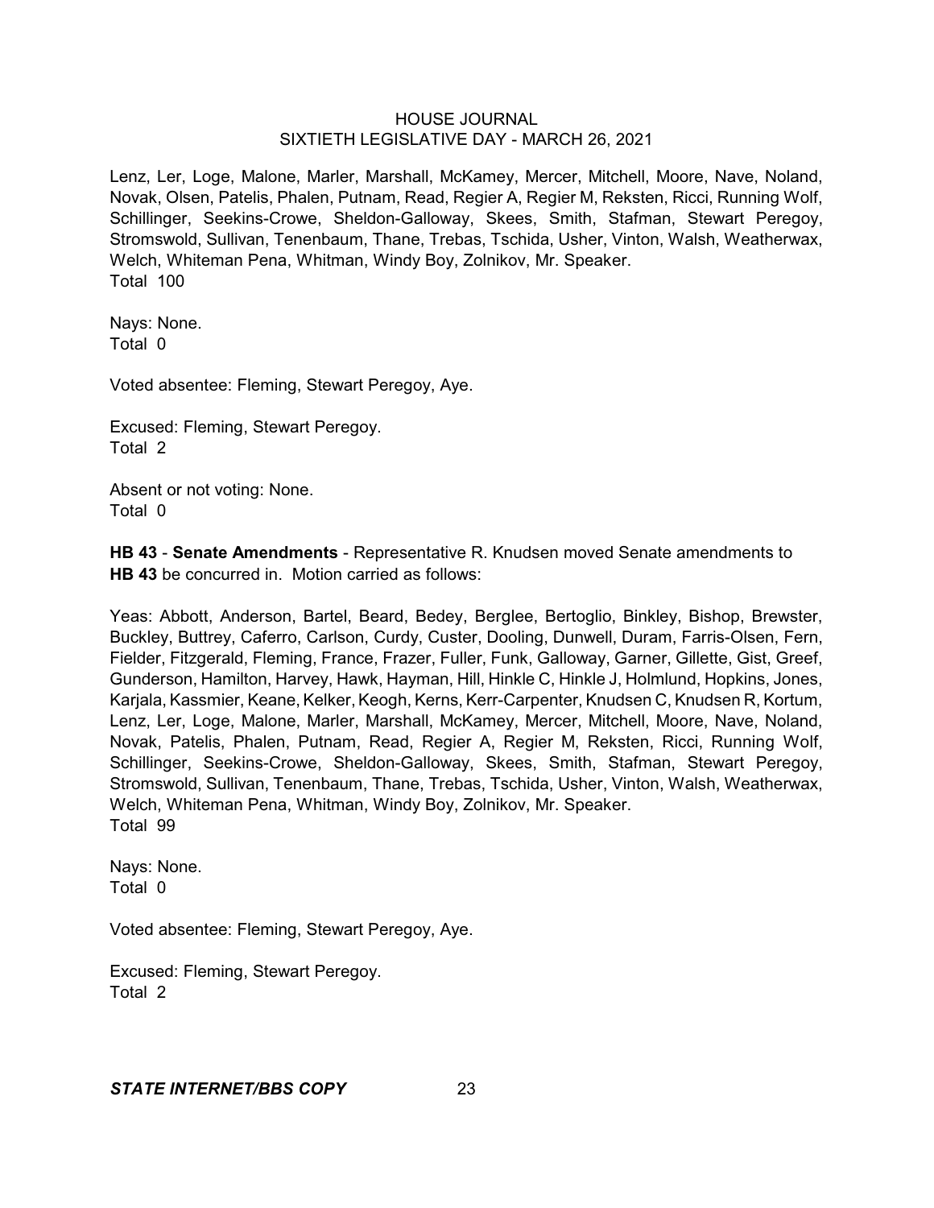Lenz, Ler, Loge, Malone, Marler, Marshall, McKamey, Mercer, Mitchell, Moore, Nave, Noland, Novak, Olsen, Patelis, Phalen, Putnam, Read, Regier A, Regier M, Reksten, Ricci, Running Wolf, Schillinger, Seekins-Crowe, Sheldon-Galloway, Skees, Smith, Stafman, Stewart Peregoy, Stromswold, Sullivan, Tenenbaum, Thane, Trebas, Tschida, Usher, Vinton, Walsh, Weatherwax, Welch, Whiteman Pena, Whitman, Windy Boy, Zolnikov, Mr. Speaker.
Total 100

Nays: None.
Total 0

Voted absentee: Fleming, Stewart Peregoy, Aye.

Excused: Fleming, Stewart Peregoy.
Total 2

Absent or not voting: None.
Total 0

**HB 43** - **Senate Amendments** - Representative R. Knudsen moved Senate amendments to **HB 43** be concurred in. Motion carried as follows:

Yeas: Abbott, Anderson, Bartel, Beard, Bedey, Berglee, Bertoglio, Binkley, Bishop, Brewster, Buckley, Buttrey, Caferro, Carlson, Curdy, Custer, Dooling, Dunwell, Duram, Farris-Olsen, Fern, Fielder, Fitzgerald, Fleming, France, Frazer, Fuller, Funk, Galloway, Garner, Gillette, Gist, Greef, Gunderson, Hamilton, Harvey, Hawk, Hayman, Hill, Hinkle C, Hinkle J, Holmlund, Hopkins, Jones, Karjala, Kassmier, Keane, Kelker, Keogh, Kerns, Kerr-Carpenter, Knudsen C, Knudsen R, Kortum, Lenz, Ler, Loge, Malone, Marler, Marshall, McKamey, Mercer, Mitchell, Moore, Nave, Noland, Novak, Patelis, Phalen, Putnam, Read, Regier A, Regier M, Reksten, Ricci, Running Wolf, Schillinger, Seekins-Crowe, Sheldon-Galloway, Skees, Smith, Stafman, Stewart Peregoy, Stromswold, Sullivan, Tenenbaum, Thane, Trebas, Tschida, Usher, Vinton, Walsh, Weatherwax, Welch, Whiteman Pena, Whitman, Windy Boy, Zolnikov, Mr. Speaker.
Total 99

Nays: None.
Total 0

Voted absentee: Fleming, Stewart Peregoy, Aye.

Excused: Fleming, Stewart Peregoy.
Total 2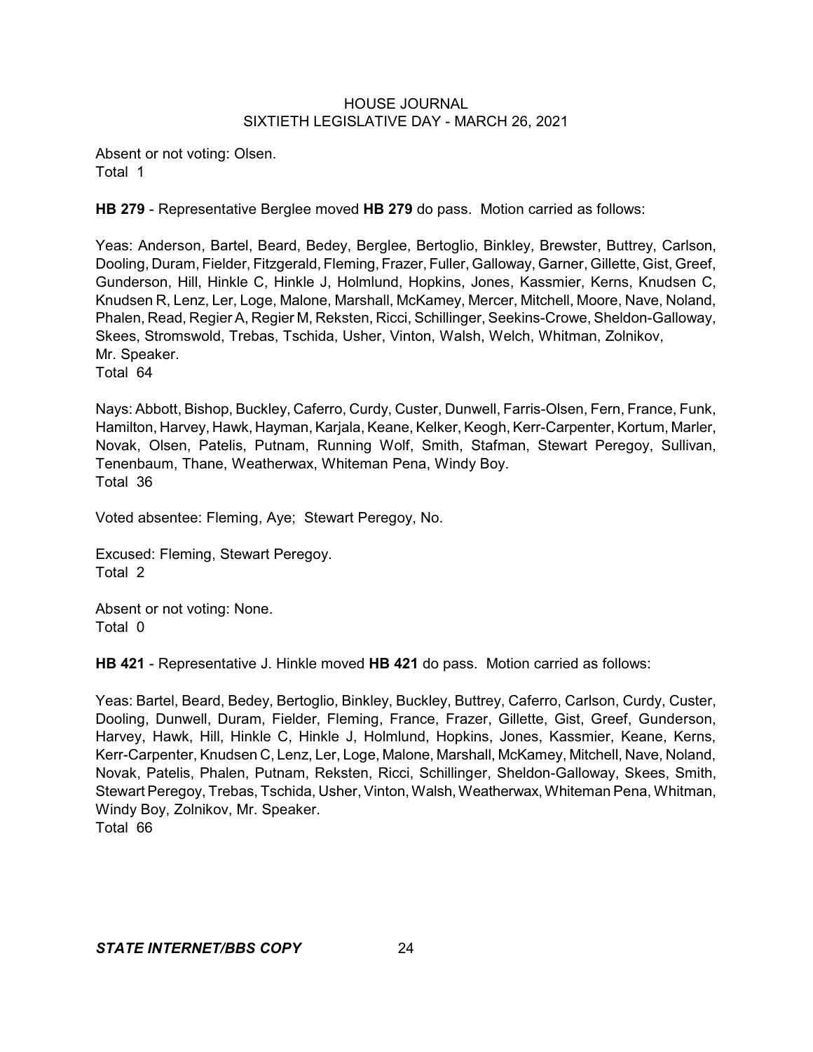Absent or not voting: Olsen.
Total 1

**HB 279** - Representative Berglee moved **HB 279** do pass. Motion carried as follows:

Yeas: Anderson, Bartel, Beard, Bedey, Berglee, Bertoglio, Binkley, Brewster, Buttrey, Carlson, Dooling, Duram, Fielder, Fitzgerald, Fleming, Frazer, Fuller, Galloway, Garner, Gillette, Gist, Greef, Gunderson, Hill, Hinkle C, Hinkle J, Holmlund, Hopkins, Jones, Kassmier, Kerns, Knudsen C, Knudsen R, Lenz, Ler, Loge, Malone, Marshall, McKamey, Mercer, Mitchell, Moore, Nave, Noland, Phalen, Read, Regier A, Regier M, Reksten, Ricci, Schillinger, Seekins-Crowe, Sheldon-Galloway, Skees, Stromswold, Trebas, Tschida, Usher, Vinton, Walsh, Welch, Whitman, Zolnikov, Mr. Speaker.
Total 64

Nays: Abbott, Bishop, Buckley, Caferro, Curdy, Custer, Dunwell, Farris-Olsen, Fern, France, Funk, Hamilton, Harvey, Hawk, Hayman, Karjala, Keane, Kelker, Keogh, Kerr-Carpenter, Kortum, Marler, Novak, Olsen, Patelis, Putnam, Running Wolf, Smith, Stafman, Stewart Peregoy, Sullivan, Tenenbaum, Thane, Weatherwax, Whiteman Pena, Windy Boy.
Total 36

Voted absentee: Fleming, Aye; Stewart Peregoy, No.

Excused: Fleming, Stewart Peregoy.
Total 2

Absent or not voting: None.
Total 0

**HB 421** - Representative J. Hinkle moved **HB 421** do pass. Motion carried as follows:

Yeas: Bartel, Beard, Bedey, Bertoglio, Binkley, Buckley, Buttrey, Caferro, Carlson, Curdy, Custer, Dooling, Dunwell, Duram, Fielder, Fleming, France, Frazer, Gillette, Gist, Greef, Gunderson, Harvey, Hawk, Hill, Hinkle C, Hinkle J, Holmlund, Hopkins, Jones, Kassmier, Keane, Kerns, Kerr-Carpenter, Knudsen C, Lenz, Ler, Loge, Malone, Marshall, McKamey, Mitchell, Nave, Noland, Novak, Patelis, Phalen, Putnam, Reksten, Ricci, Schillinger, Sheldon-Galloway, Skees, Smith, Stewart Peregoy, Trebas, Tschida, Usher, Vinton, Walsh, Weatherwax, Whiteman Pena, Whitman, Windy Boy, Zolnikov, Mr. Speaker.
Total 66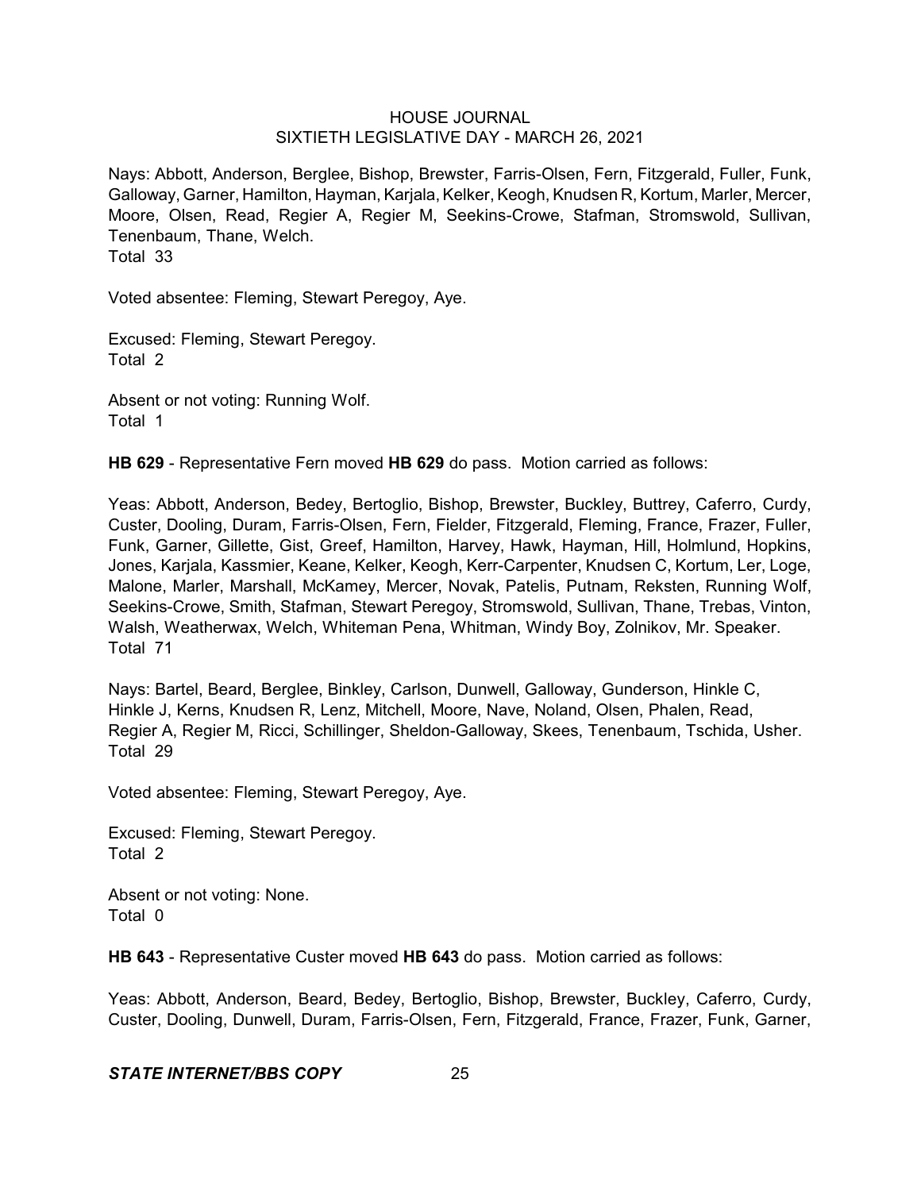Nays: Abbott, Anderson, Berglee, Bishop, Brewster, Farris-Olsen, Fern, Fitzgerald, Fuller, Funk, Galloway, Garner, Hamilton, Hayman, Karjala, Kelker, Keogh, Knudsen R, Kortum, Marler, Mercer, Moore, Olsen, Read, Regier A, Regier M, Seekins-Crowe, Stafman, Stromswold, Sullivan, Tenenbaum, Thane, Welch.
Total 33

Voted absentee: Fleming, Stewart Peregoy, Aye.

Excused: Fleming, Stewart Peregoy.
Total 2

Absent or not voting: Running Wolf.
Total 1

**HB 629** - Representative Fern moved **HB 629** do pass. Motion carried as follows:

Yeas: Abbott, Anderson, Bedey, Bertoglio, Bishop, Brewster, Buckley, Buttrey, Caferro, Curdy, Custer, Dooling, Duram, Farris-Olsen, Fern, Fielder, Fitzgerald, Fleming, France, Frazer, Fuller, Funk, Garner, Gillette, Gist, Greef, Hamilton, Harvey, Hawk, Hayman, Hill, Holmlund, Hopkins, Jones, Karjala, Kassmier, Keane, Kelker, Keogh, Kerr-Carpenter, Knudsen C, Kortum, Ler, Loge, Malone, Marler, Marshall, McKamey, Mercer, Novak, Patelis, Putnam, Reksten, Running Wolf, Seekins-Crowe, Smith, Stafman, Stewart Peregoy, Stromswold, Sullivan, Thane, Trebas, Vinton, Walsh, Weatherwax, Welch, Whiteman Pena, Whitman, Windy Boy, Zolnikov, Mr. Speaker.
Total 71

Nays: Bartel, Beard, Berglee, Binkley, Carlson, Dunwell, Galloway, Gunderson, Hinkle C, Hinkle J, Kerns, Knudsen R, Lenz, Mitchell, Moore, Nave, Noland, Olsen, Phalen, Read, Regier A, Regier M, Ricci, Schillinger, Sheldon-Galloway, Skees, Tenenbaum, Tschida, Usher.
Total 29

Voted absentee: Fleming, Stewart Peregoy, Aye.

Excused: Fleming, Stewart Peregoy.
Total 2

Absent or not voting: None.
Total 0

**HB 643** - Representative Custer moved **HB 643** do pass. Motion carried as follows:

Yeas: Abbott, Anderson, Beard, Bedey, Bertoglio, Bishop, Brewster, Buckley, Caferro, Curdy, Custer, Dooling, Dunwell, Duram, Farris-Olsen, Fern, Fitzgerald, France, Frazer, Funk, Garner,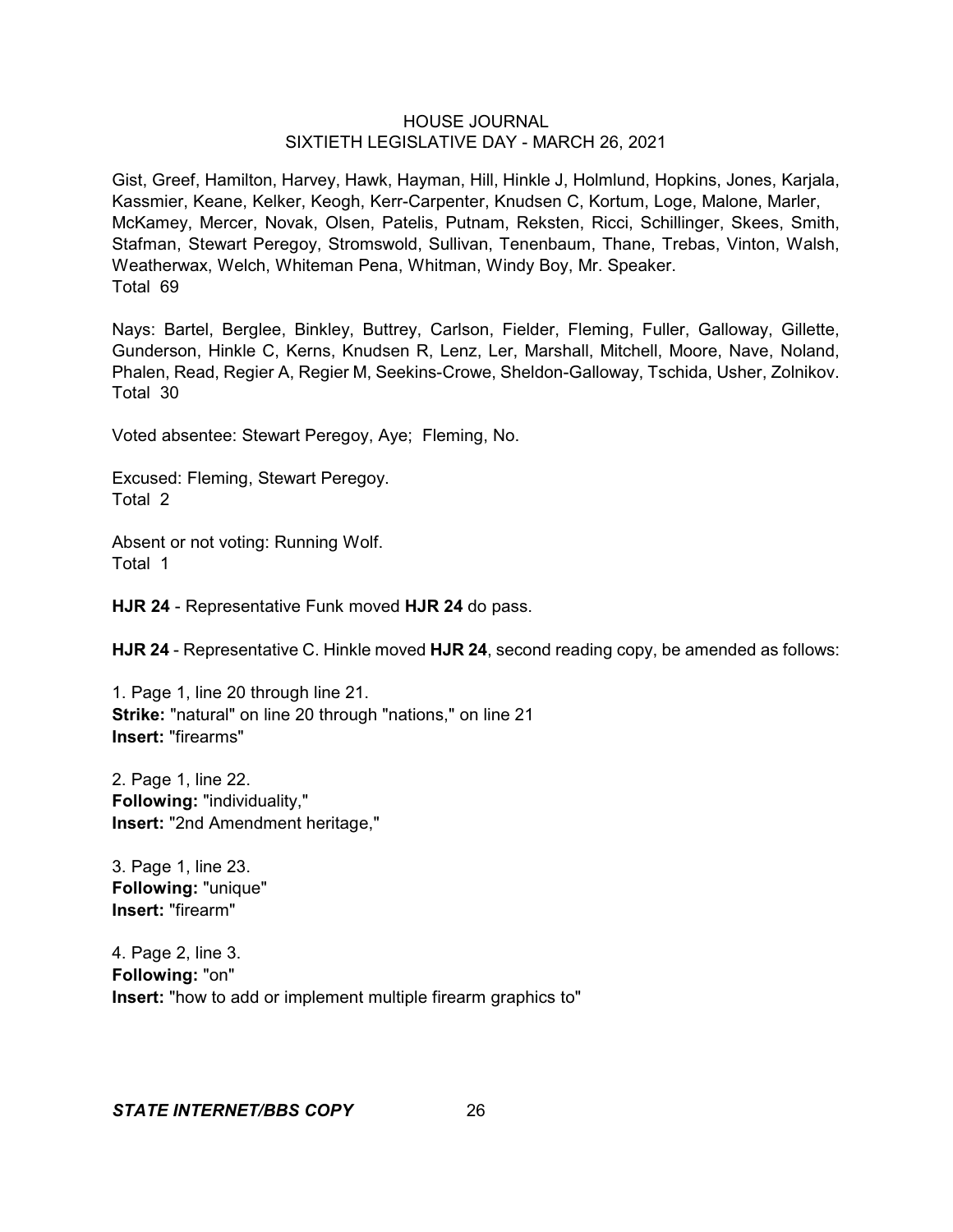Gist, Greef, Hamilton, Harvey, Hawk, Hayman, Hill, Hinkle J, Holmlund, Hopkins, Jones, Karjala, Kassmier, Keane, Kelker, Keogh, Kerr-Carpenter, Knudsen C, Kortum, Loge, Malone, Marler, McKamey, Mercer, Novak, Olsen, Patelis, Putnam, Reksten, Ricci, Schillinger, Skees, Smith, Stafman, Stewart Peregoy, Stromswold, Sullivan, Tenenbaum, Thane, Trebas, Vinton, Walsh, Weatherwax, Welch, Whiteman Pena, Whitman, Windy Boy, Mr. Speaker.
Total 69

Nays: Bartel, Berglee, Binkley, Buttrey, Carlson, Fielder, Fleming, Fuller, Galloway, Gillette, Gunderson, Hinkle C, Kerns, Knudsen R, Lenz, Ler, Marshall, Mitchell, Moore, Nave, Noland, Phalen, Read, Regier A, Regier M, Seekins-Crowe, Sheldon-Galloway, Tschida, Usher, Zolnikov.
Total 30

Voted absentee: Stewart Peregoy, Aye; Fleming, No.

Excused: Fleming, Stewart Peregoy.
Total 2

Absent or not voting: Running Wolf.
Total 1

**HJR 24** - Representative Funk moved **HJR 24** do pass.

**HJR 24** - Representative C. Hinkle moved **HJR 24**, second reading copy, be amended as follows:

1. Page 1, line 20 through line 21.
**Strike:** "natural" on line 20 through "nations," on line 21
**Insert:** "firearms"

2. Page 1, line 22.
**Following:** "individuality,"
**Insert:** "2nd Amendment heritage,"

3. Page 1, line 23.
**Following:** "unique"
**Insert:** "firearm"

4. Page 2, line 3.
**Following:** "on"
**Insert:** "how to add or implement multiple firearm graphics to"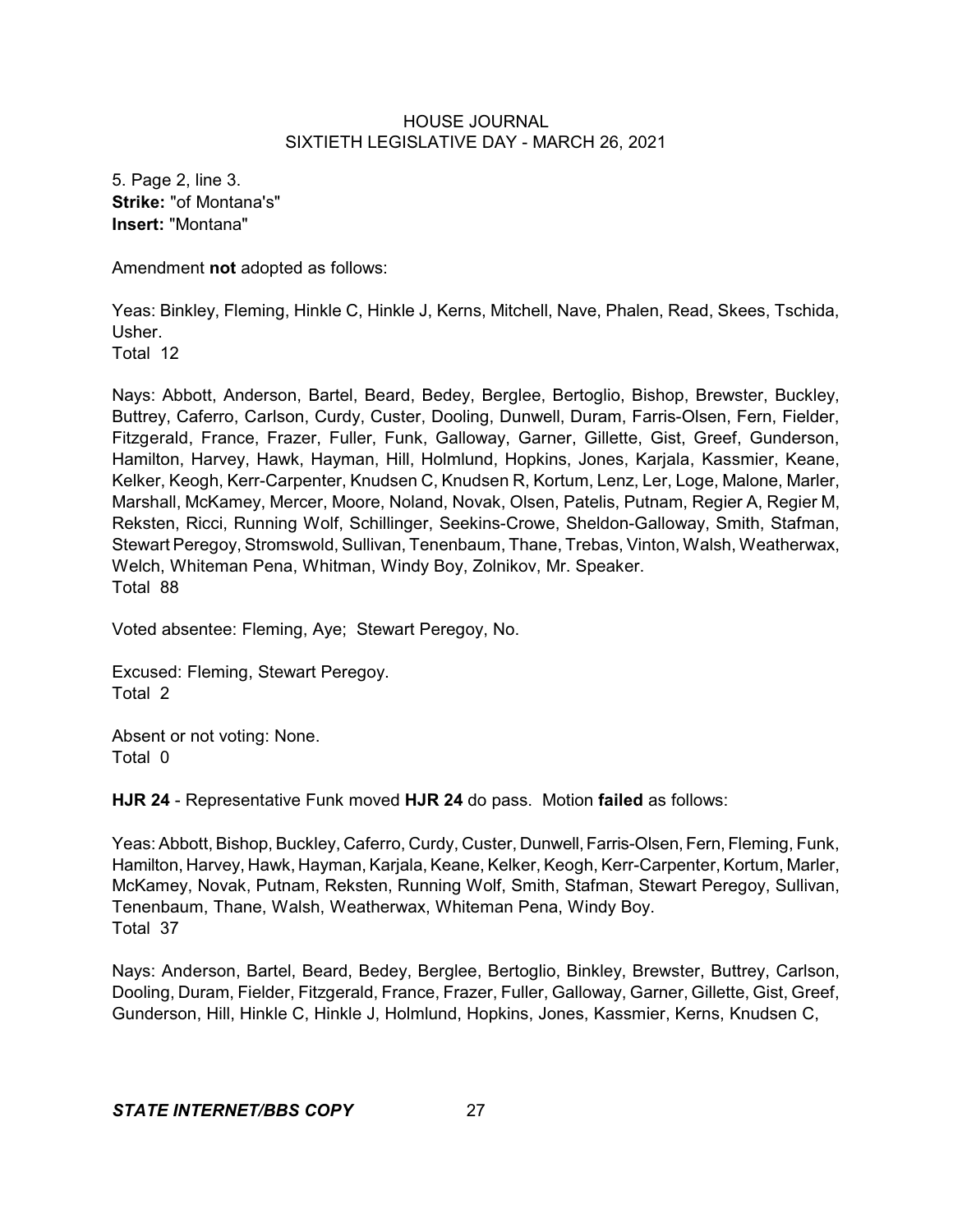5. Page 2, line 3.
**Strike:** "of Montana's"
**Insert:** "Montana"

Amendment **not** adopted as follows:

Yeas: Binkley, Fleming, Hinkle C, Hinkle J, Kerns, Mitchell, Nave, Phalen, Read, Skees, Tschida, Usher.
Total 12

Nays: Abbott, Anderson, Bartel, Beard, Bedey, Berglee, Bertoglio, Bishop, Brewster, Buckley, Buttrey, Caferro, Carlson, Curdy, Custer, Dooling, Dunwell, Duram, Farris-Olsen, Fern, Fielder, Fitzgerald, France, Frazer, Fuller, Funk, Galloway, Garner, Gillette, Gist, Greef, Gunderson, Hamilton, Harvey, Hawk, Hayman, Hill, Holmlund, Hopkins, Jones, Karjala, Kassmier, Keane, Kelker, Keogh, Kerr-Carpenter, Knudsen C, Knudsen R, Kortum, Lenz, Ler, Loge, Malone, Marler, Marshall, McKamey, Mercer, Moore, Noland, Novak, Olsen, Patelis, Putnam, Regier A, Regier M, Reksten, Ricci, Running Wolf, Schillinger, Seekins-Crowe, Sheldon-Galloway, Smith, Stafman, Stewart Peregoy, Stromswold, Sullivan, Tenenbaum, Thane, Trebas, Vinton, Walsh, Weatherwax, Welch, Whiteman Pena, Whitman, Windy Boy, Zolnikov, Mr. Speaker.
Total 88

Voted absentee: Fleming, Aye; Stewart Peregoy, No.

Excused: Fleming, Stewart Peregoy.
Total 2

Absent or not voting: None.
Total 0

**HJR 24** - Representative Funk moved **HJR 24** do pass. Motion **failed** as follows:

Yeas: Abbott, Bishop, Buckley, Caferro, Curdy, Custer, Dunwell, Farris-Olsen, Fern, Fleming, Funk, Hamilton, Harvey, Hawk, Hayman, Karjala, Keane, Kelker, Keogh, Kerr-Carpenter, Kortum, Marler, McKamey, Novak, Putnam, Reksten, Running Wolf, Smith, Stafman, Stewart Peregoy, Sullivan, Tenenbaum, Thane, Walsh, Weatherwax, Whiteman Pena, Windy Boy.
Total 37

Nays: Anderson, Bartel, Beard, Bedey, Berglee, Bertoglio, Binkley, Brewster, Buttrey, Carlson, Dooling, Duram, Fielder, Fitzgerald, France, Frazer, Fuller, Galloway, Garner, Gillette, Gist, Greef, Gunderson, Hill, Hinkle C, Hinkle J, Holmlund, Hopkins, Jones, Kassmier, Kerns, Knudsen C,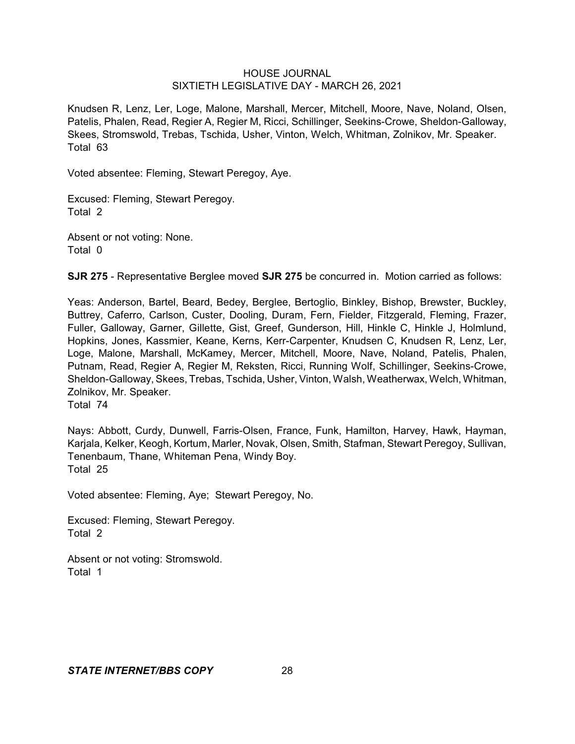Knudsen R, Lenz, Ler, Loge, Malone, Marshall, Mercer, Mitchell, Moore, Nave, Noland, Olsen, Patelis, Phalen, Read, Regier A, Regier M, Ricci, Schillinger, Seekins-Crowe, Sheldon-Galloway, Skees, Stromswold, Trebas, Tschida, Usher, Vinton, Welch, Whitman, Zolnikov, Mr. Speaker.
Total 63

Voted absentee: Fleming, Stewart Peregoy, Aye.

Excused: Fleming, Stewart Peregoy.
Total 2

Absent or not voting: None.
Total 0

**SJR 275** - Representative Berglee moved **SJR 275** be concurred in. Motion carried as follows:

Yeas: Anderson, Bartel, Beard, Bedey, Berglee, Bertoglio, Binkley, Bishop, Brewster, Buckley, Buttrey, Caferro, Carlson, Custer, Dooling, Duram, Fern, Fielder, Fitzgerald, Fleming, Frazer, Fuller, Galloway, Garner, Gillette, Gist, Greef, Gunderson, Hill, Hinkle C, Hinkle J, Holmlund, Hopkins, Jones, Kassmier, Keane, Kerns, Kerr-Carpenter, Knudsen C, Knudsen R, Lenz, Ler, Loge, Malone, Marshall, McKamey, Mercer, Mitchell, Moore, Nave, Noland, Patelis, Phalen, Putnam, Read, Regier A, Regier M, Reksten, Ricci, Running Wolf, Schillinger, Seekins-Crowe, Sheldon-Galloway, Skees, Trebas, Tschida, Usher, Vinton, Walsh, Weatherwax, Welch, Whitman, Zolnikov, Mr. Speaker.
Total 74

Nays: Abbott, Curdy, Dunwell, Farris-Olsen, France, Funk, Hamilton, Harvey, Hawk, Hayman, Karjala, Kelker, Keogh, Kortum, Marler, Novak, Olsen, Smith, Stafman, Stewart Peregoy, Sullivan, Tenenbaum, Thane, Whiteman Pena, Windy Boy.
Total 25

Voted absentee: Fleming, Aye; Stewart Peregoy, No.

Excused: Fleming, Stewart Peregoy.
Total 2

Absent or not voting: Stromswold.
Total 1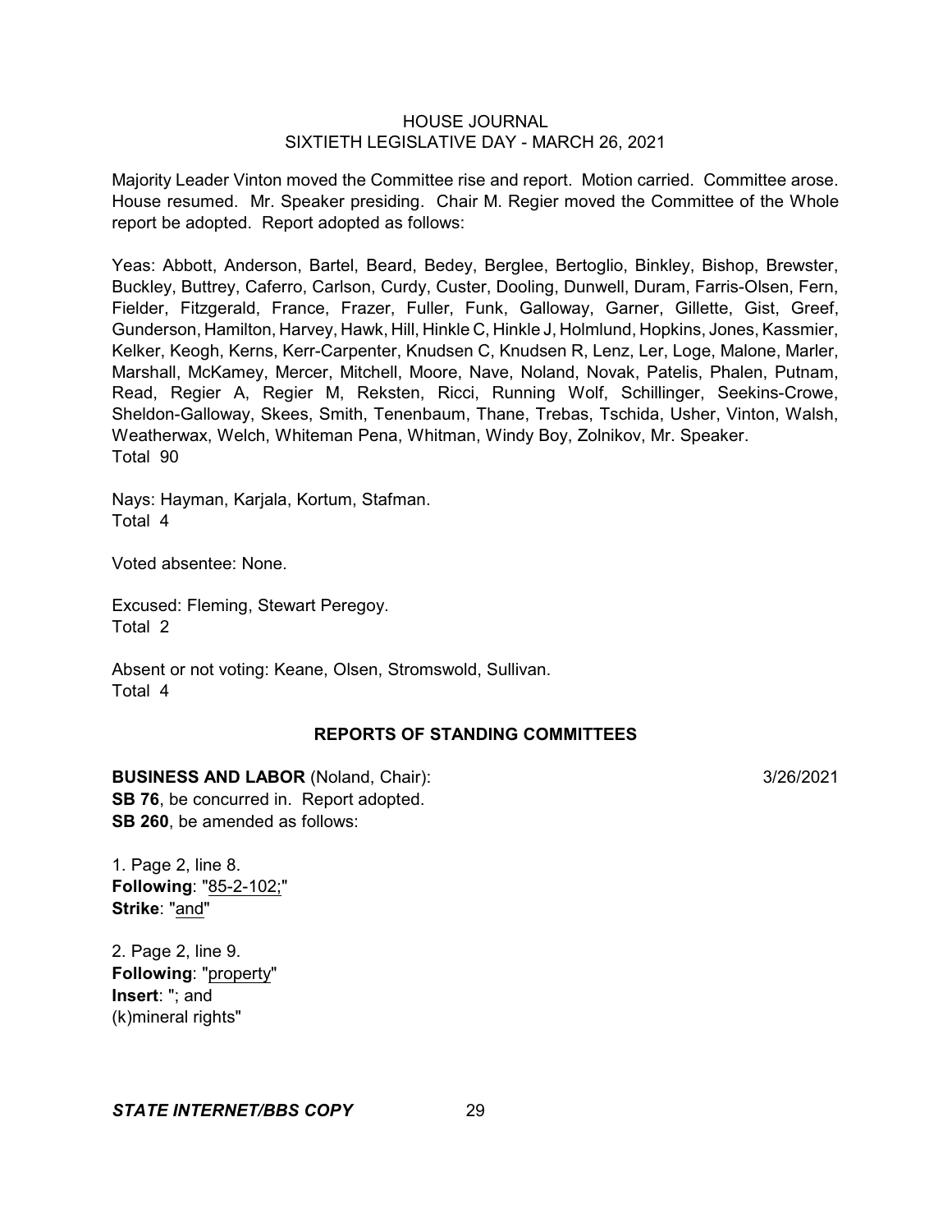Majority Leader Vinton moved the Committee rise and report. Motion carried. Committee arose. House resumed. Mr. Speaker presiding. Chair M. Regier moved the Committee of the Whole report be adopted. Report adopted as follows:

Yeas: Abbott, Anderson, Bartel, Beard, Bedey, Berglee, Bertoglio, Binkley, Bishop, Brewster, Buckley, Buttrey, Caferro, Carlson, Curdy, Custer, Dooling, Dunwell, Duram, Farris-Olsen, Fern, Fielder, Fitzgerald, France, Frazer, Fuller, Funk, Galloway, Garner, Gillette, Gist, Greef, Gunderson, Hamilton, Harvey, Hawk, Hill, Hinkle C, Hinkle J, Holmlund, Hopkins, Jones, Kassmier, Kelker, Keogh, Kerns, Kerr-Carpenter, Knudsen C, Knudsen R, Lenz, Ler, Loge, Malone, Marler, Marshall, McKamey, Mercer, Mitchell, Moore, Nave, Noland, Novak, Patelis, Phalen, Putnam, Read, Regier A, Regier M, Reksten, Ricci, Running Wolf, Schillinger, Seekins-Crowe, Sheldon-Galloway, Skees, Smith, Tenenbaum, Thane, Trebas, Tschida, Usher, Vinton, Walsh, Weatherwax, Welch, Whiteman Pena, Whitman, Windy Boy, Zolnikov, Mr. Speaker.
Total 90

Nays: Hayman, Karjala, Kortum, Stafman.
Total 4

Voted absentee: None.

Excused: Fleming, Stewart Peregoy.
Total 2

Absent or not voting: Keane, Olsen, Stromswold, Sullivan.
Total 4

## REPORTS OF STANDING COMMITTEES

**BUSINESS AND LABOR** (Noland, Chair): 3/26/2021

**SB 76**, be concurred in. Report adopted.

**SB 260**, be amended as follows:

1. Page 2, line 8.
**Following**: "85-2-102;"
**Strike**: "and"

2. Page 2, line 9.
**Following**: "property"
**Insert**: "; and
(k)mineral rights"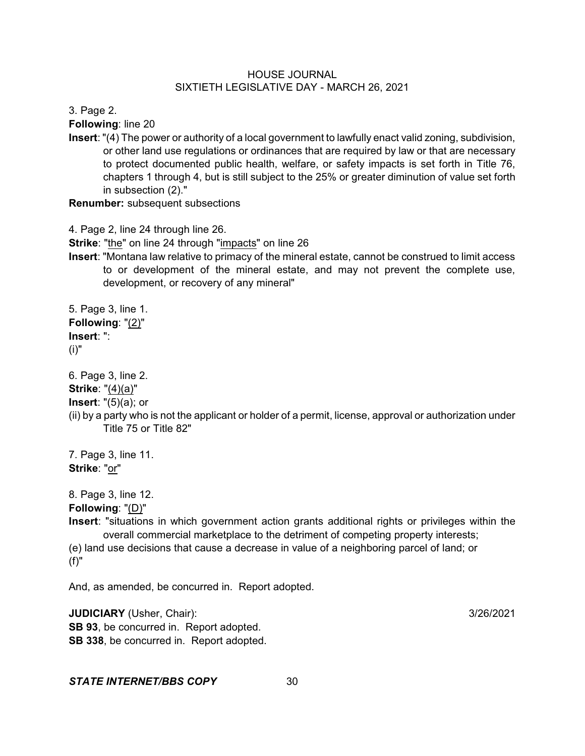3. Page 2.

**Following**: line 20

**Insert**: "(4) The power or authority of a local government to lawfully enact valid zoning, subdivision, or other land use regulations or ordinances that are required by law or that are necessary to protect documented public health, welfare, or safety impacts is set forth in Title 76, chapters 1 through 4, but is still subject to the 25% or greater diminution of value set forth in subsection (2)."

**Renumber:** subsequent subsections

4. Page 2, line 24 through line 26.

**Strike**: "the" on line 24 through "impacts" on line 26

**Insert**: "Montana law relative to primacy of the mineral estate, cannot be construed to limit access to or development of the mineral estate, and may not prevent the complete use, development, or recovery of any mineral"

5. Page 3, line 1.

**Following**: "(2)"

**Insert**: ":
(i)"

6. Page 3, line 2.

**Strike**: "(4)(a)"

**Insert**: "(5)(a); or

(ii) by a party who is not the applicant or holder of a permit, license, approval or authorization under Title 75 or Title 82"

7. Page 3, line 11.

**Strike**: "or"

8. Page 3, line 12.

**Following**: "(D)"

**Insert**: "situations in which government action grants additional rights or privileges within the overall commercial marketplace to the detriment of competing property interests;

(e) land use decisions that cause a decrease in value of a neighboring parcel of land; or

(f)"

And, as amended, be concurred in. Report adopted.

**JUDICIARY** (Usher, Chair): 3/26/2021

**SB 93**, be concurred in. Report adopted.

**SB 338**, be concurred in. Report adopted.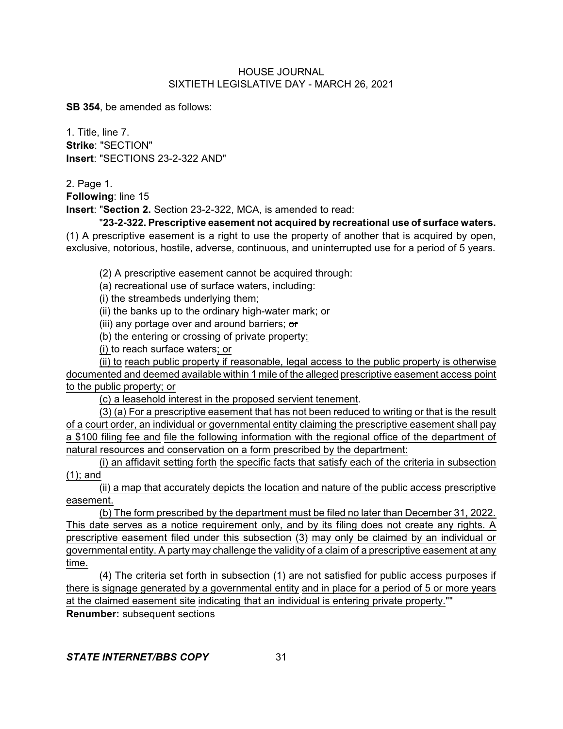**SB 354**, be amended as follows:

1. Title, line 7.
**Strike**: "SECTION"
**Insert**: "SECTIONS 23-2-322 AND"

2. Page 1.
**Following**: line 15
**Insert**: "**Section 2.** Section 23-2-322, MCA, is amended to read:

"**23-2-322. Prescriptive easement not acquired by recreational use of surface waters.** (1) A prescriptive easement is a right to use the property of another that is acquired by open, exclusive, notorious, hostile, adverse, continuous, and uninterrupted use for a period of 5 years.

(2) A prescriptive easement cannot be acquired through:

(a) recreational use of surface waters, including:

(i) the streambeds underlying them;

(ii) the banks up to the ordinary high-water mark; or

(iii) any portage over and around barriers; ~~or~~

(b) the entering or crossing of private property<u>:</u>

<u>(i)</u> to reach surface waters<u>; or</u>

<u>(ii) to reach public property if reasonable, legal access to the public property is otherwise documented and deemed available within 1 mile of the alleged prescriptive easement access point to the public property; or</u>

<u>(c) a leasehold interest in the proposed servient tenement</u>.

<u>(3) (a) For a prescriptive easement that has not been reduced to writing or that is the result of a court order, an individual or governmental entity claiming the prescriptive easement shall pay a $100 filing fee and file the following information with the regional office of the department of natural resources and conservation on a form prescribed by the department:</u>

<u>(i) an affidavit setting forth the specific facts that satisfy each of the criteria in subsection (1); and</u>

<u>(ii) a map that accurately depicts the location and nature of the public access prescriptive easement.</u>

<u>(b) The form prescribed by the department must be filed no later than December 31, 2022. This date serves as a notice requirement only, and by its filing does not create any rights. A prescriptive easement filed under this subsection (3) may only be claimed by an individual or governmental entity. A party may challenge the validity of a claim of a prescriptive easement at any time.</u>

<u>(4) The criteria set forth in subsection (1) are not satisfied for public access purposes if there is signage generated by a governmental entity and in place for a period of 5 or more years at the claimed easement site indicating that an individual is entering private property.</u>""

**Renumber:** subsequent sections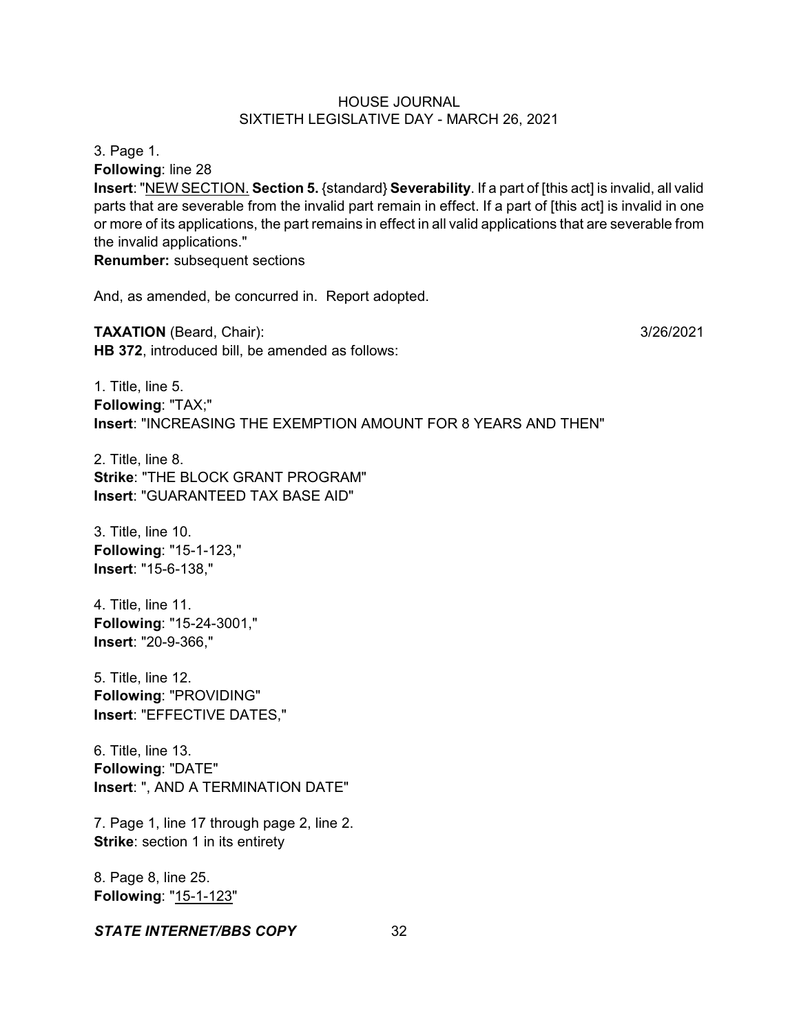3. Page 1.
**Following**: line 28
**Insert**: "<u>NEW SECTION.</u> **Section 5.** {standard} **Severability**. If a part of [this act] is invalid, all valid parts that are severable from the invalid part remain in effect. If a part of [this act] is invalid in one or more of its applications, the part remains in effect in all valid applications that are severable from the invalid applications."
**Renumber:** subsequent sections

And, as amended, be concurred in. Report adopted.

**TAXATION** (Beard, Chair): 3/26/2021
**HB 372**, introduced bill, be amended as follows:

1. Title, line 5.
**Following**: "TAX;"
**Insert**: "INCREASING THE EXEMPTION AMOUNT FOR 8 YEARS AND THEN"

2. Title, line 8.
**Strike**: "THE BLOCK GRANT PROGRAM"
**Insert**: "GUARANTEED TAX BASE AID"

3. Title, line 10.
**Following**: "15-1-123,"
**Insert**: "15-6-138,"

4. Title, line 11.
**Following**: "15-24-3001,"
**Insert**: "20-9-366,"

5. Title, line 12.
**Following**: "PROVIDING"
**Insert**: "EFFECTIVE DATES,"

6. Title, line 13.
**Following**: "DATE"
**Insert**: ", AND A TERMINATION DATE"

7. Page 1, line 17 through page 2, line 2.
**Strike**: section 1 in its entirety

8. Page 8, line 25.
**Following**: "<u>15-1-123</u>"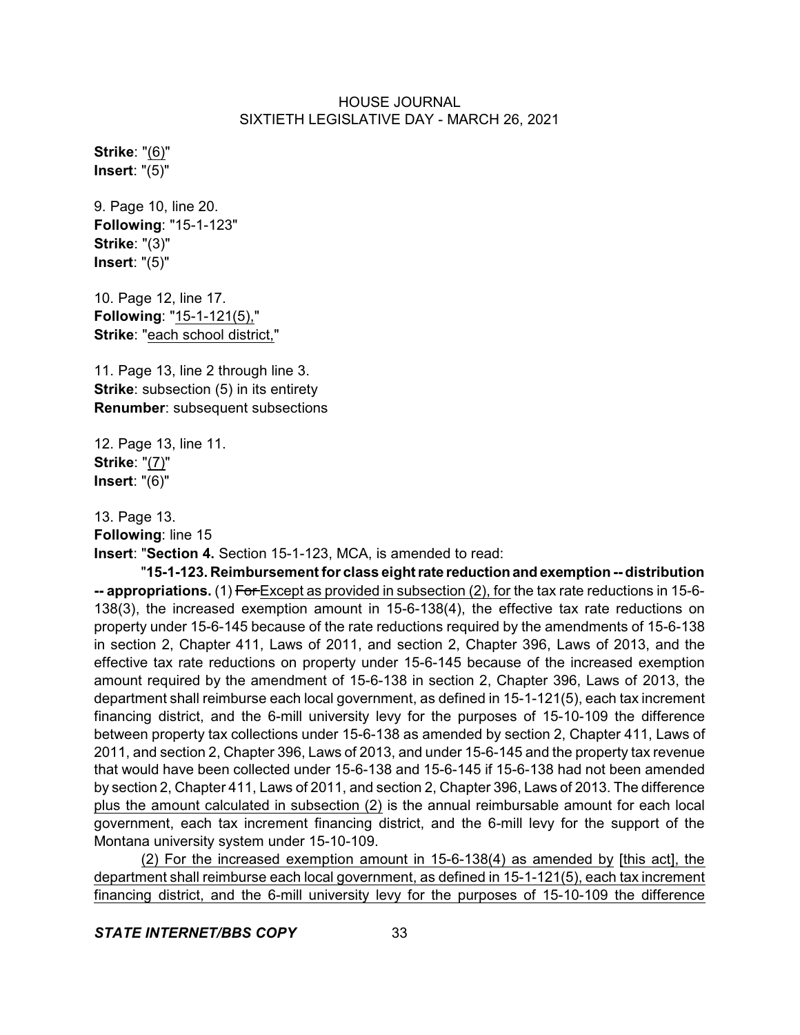**Strike**: "(6)"
**Insert**: "(5)"

9. Page 10, line 20.
**Following**: "15-1-123"
**Strike**: "(3)"
**Insert**: "(5)"

10. Page 12, line 17.
**Following**: "15-1-121(5),"
**Strike**: "each school district,"

11. Page 13, line 2 through line 3.
**Strike**: subsection (5) in its entirety
**Renumber**: subsequent subsections

12. Page 13, line 11.
**Strike**: "(7)"
**Insert**: "(6)"

13. Page 13.
**Following**: line 15
**Insert**: "**Section 4.** Section 15-1-123, MCA, is amended to read:

"**15-1-123. Reimbursement for class eight rate reduction and exemption -- distribution -- appropriations.** (1) ~~For~~ Except as provided in subsection (2), for the tax rate reductions in 15-6-138(3), the increased exemption amount in 15-6-138(4), the effective tax rate reductions on property under 15-6-145 because of the rate reductions required by the amendments of 15-6-138 in section 2, Chapter 411, Laws of 2011, and section 2, Chapter 396, Laws of 2013, and the effective tax rate reductions on property under 15-6-145 because of the increased exemption amount required by the amendment of 15-6-138 in section 2, Chapter 396, Laws of 2013, the department shall reimburse each local government, as defined in 15-1-121(5), each tax increment financing district, and the 6-mill university levy for the purposes of 15-10-109 the difference between property tax collections under 15-6-138 as amended by section 2, Chapter 411, Laws of 2011, and section 2, Chapter 396, Laws of 2013, and under 15-6-145 and the property tax revenue that would have been collected under 15-6-138 and 15-6-145 if 15-6-138 had not been amended by section 2, Chapter 411, Laws of 2011, and section 2, Chapter 396, Laws of 2013. The difference plus the amount calculated in subsection (2) is the annual reimbursable amount for each local government, each tax increment financing district, and the 6-mill levy for the support of the Montana university system under 15-10-109.

(2) For the increased exemption amount in 15-6-138(4) as amended by [this act], the department shall reimburse each local government, as defined in 15-1-121(5), each tax increment financing district, and the 6-mill university levy for the purposes of 15-10-109 the difference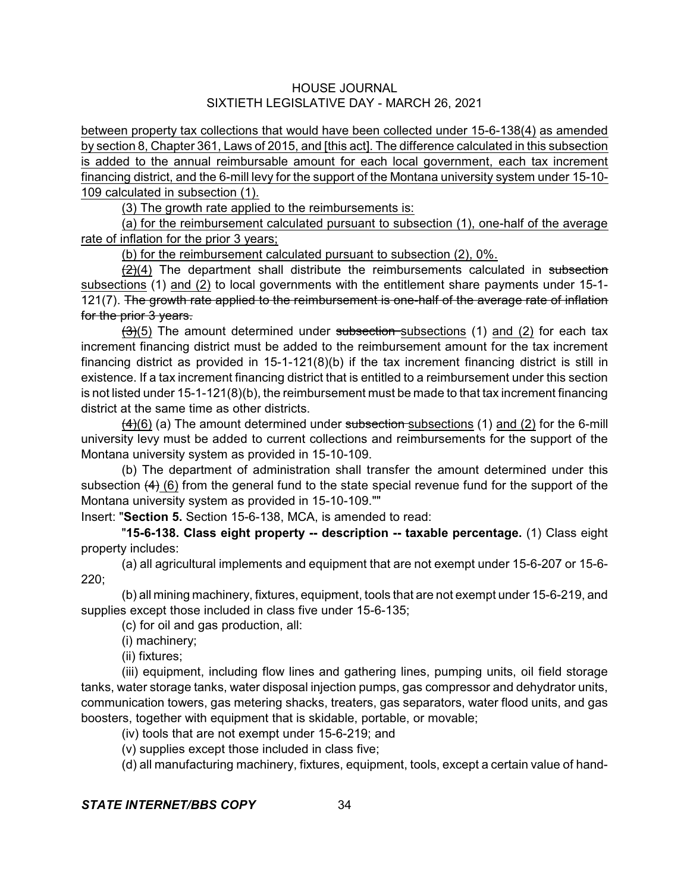between property tax collections that would have been collected under 15-6-138(4) as amended by section 8, Chapter 361, Laws of 2015, and [this act]. The difference calculated in this subsection is added to the annual reimbursable amount for each local government, each tax increment financing district, and the 6-mill levy for the support of the Montana university system under 15-10-109 calculated in subsection (1).

(3) The growth rate applied to the reimbursements is:

(a) for the reimbursement calculated pursuant to subsection (1), one-half of the average rate of inflation for the prior 3 years;

(b) for the reimbursement calculated pursuant to subsection (2), 0%.

~~(2)~~(4) The department shall distribute the reimbursements calculated in ~~subsection~~ subsections (1) and (2) to local governments with the entitlement share payments under 15-1-121(7). ~~The growth rate applied to the reimbursement is one-half of the average rate of inflation for the prior 3 years.~~

~~(3)~~(5) The amount determined under ~~subsection~~ subsections (1) and (2) for each tax increment financing district must be added to the reimbursement amount for the tax increment financing district as provided in 15-1-121(8)(b) if the tax increment financing district is still in existence. If a tax increment financing district that is entitled to a reimbursement under this section is not listed under 15-1-121(8)(b), the reimbursement must be made to that tax increment financing district at the same time as other districts.

~~(4)~~(6) (a) The amount determined under ~~subsection~~ subsections (1) and (2) for the 6-mill university levy must be added to current collections and reimbursements for the support of the Montana university system as provided in 15-10-109.

(b) The department of administration shall transfer the amount determined under this subsection ~~(4)~~ (6) from the general fund to the state special revenue fund for the support of the Montana university system as provided in 15-10-109.""

Insert: "**Section 5.** Section 15-6-138, MCA, is amended to read:

"**15-6-138. Class eight property -- description -- taxable percentage.** (1) Class eight property includes:

(a) all agricultural implements and equipment that are not exempt under 15-6-207 or 15-6-220;

(b) all mining machinery, fixtures, equipment, tools that are not exempt under 15-6-219, and supplies except those included in class five under 15-6-135;

(c) for oil and gas production, all:

(i) machinery;

(ii) fixtures;

(iii) equipment, including flow lines and gathering lines, pumping units, oil field storage tanks, water storage tanks, water disposal injection pumps, gas compressor and dehydrator units, communication towers, gas metering shacks, treaters, gas separators, water flood units, and gas boosters, together with equipment that is skidable, portable, or movable;

(iv) tools that are not exempt under 15-6-219; and

(v) supplies except those included in class five;

(d) all manufacturing machinery, fixtures, equipment, tools, except a certain value of hand-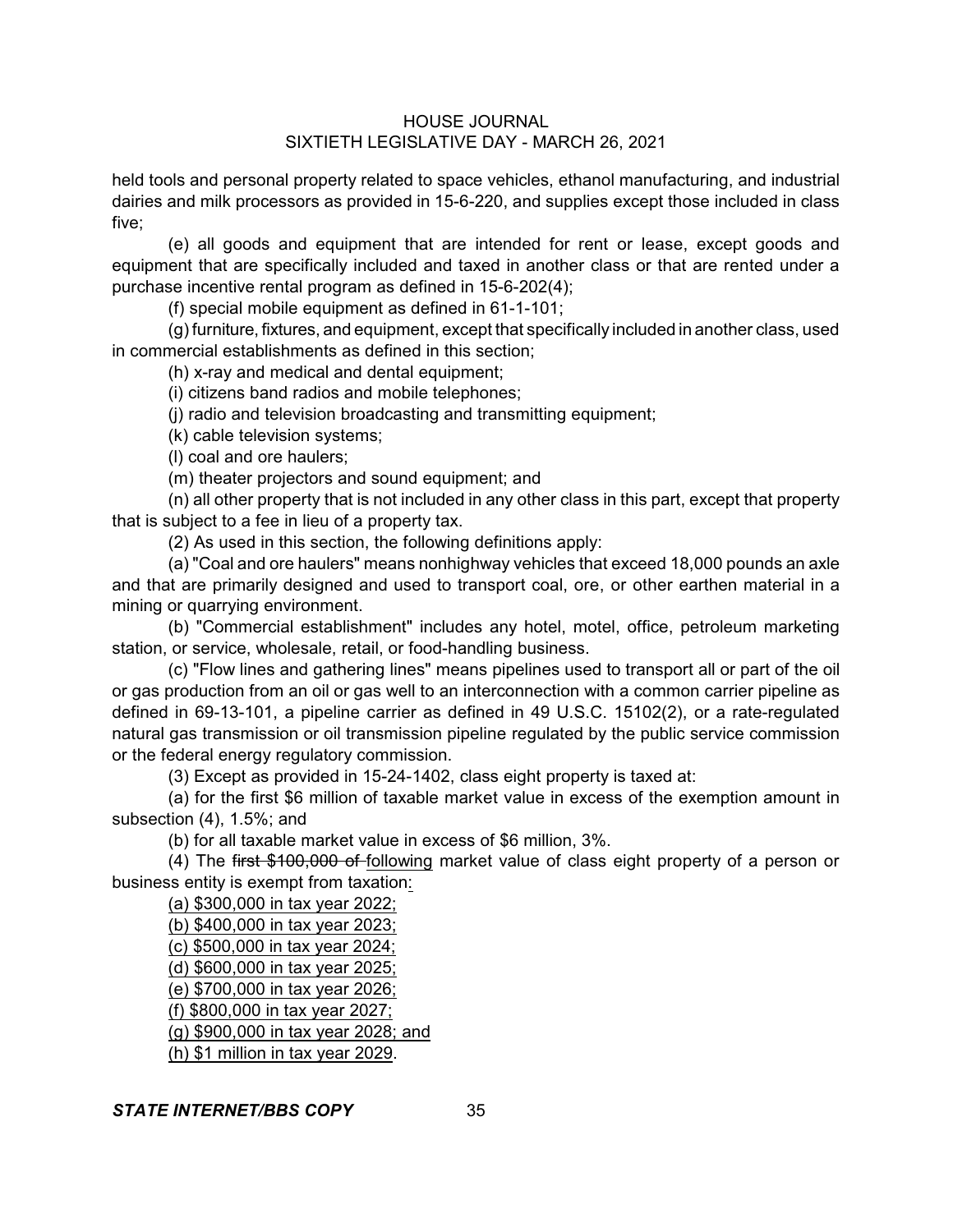held tools and personal property related to space vehicles, ethanol manufacturing, and industrial dairies and milk processors as provided in 15-6-220, and supplies except those included in class five;

(e) all goods and equipment that are intended for rent or lease, except goods and equipment that are specifically included and taxed in another class or that are rented under a purchase incentive rental program as defined in 15-6-202(4);

(f) special mobile equipment as defined in 61-1-101;

(g) furniture, fixtures, and equipment, except that specifically included in another class, used in commercial establishments as defined in this section;

(h) x-ray and medical and dental equipment;

(i) citizens band radios and mobile telephones;

(j) radio and television broadcasting and transmitting equipment;

(k) cable television systems;

(l) coal and ore haulers;

(m) theater projectors and sound equipment; and

(n) all other property that is not included in any other class in this part, except that property that is subject to a fee in lieu of a property tax.

(2) As used in this section, the following definitions apply:

(a) "Coal and ore haulers" means nonhighway vehicles that exceed 18,000 pounds an axle and that are primarily designed and used to transport coal, ore, or other earthen material in a mining or quarrying environment.

(b) "Commercial establishment" includes any hotel, motel, office, petroleum marketing station, or service, wholesale, retail, or food-handling business.

(c) "Flow lines and gathering lines" means pipelines used to transport all or part of the oil or gas production from an oil or gas well to an interconnection with a common carrier pipeline as defined in 69-13-101, a pipeline carrier as defined in 49 U.S.C. 15102(2), or a rate-regulated natural gas transmission or oil transmission pipeline regulated by the public service commission or the federal energy regulatory commission.

(3) Except as provided in 15-24-1402, class eight property is taxed at:

(a) for the first \$6 million of taxable market value in excess of the exemption amount in subsection (4), 1.5%; and

(b) for all taxable market value in excess of \$6 million, 3%.

(4) The ~~first \$100,000 of~~ <u>following</u> market value of class eight property of a person or business entity is exempt from taxation<u>:</u>

<u>(a) \$300,000 in tax year 2022;</u>

<u>(b) \$400,000 in tax year 2023;</u>

<u>(c) \$500,000 in tax year 2024;</u>

<u>(d) \$600,000 in tax year 2025;</u>

<u>(e) \$700,000 in tax year 2026;</u>

<u>(f) \$800,000 in tax year 2027;</u>

<u>(g) \$900,000 in tax year 2028; and</u>

<u>(h) \$1 million in tax year 2029</u>.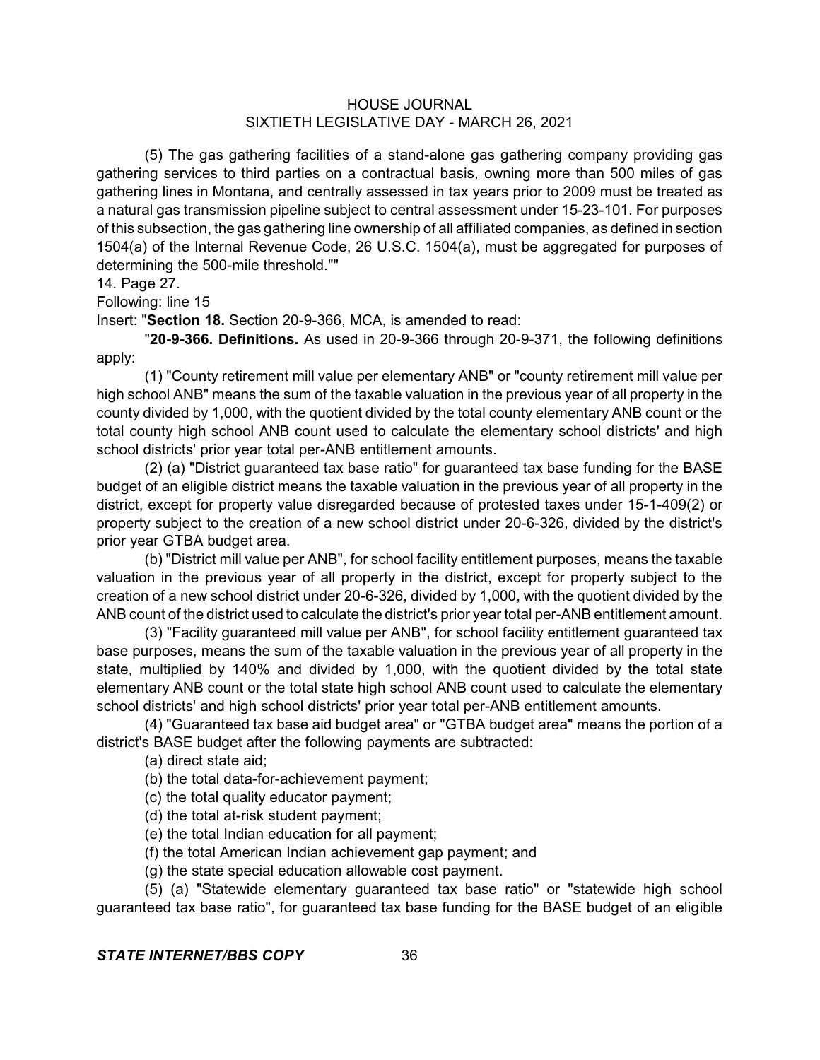(5) The gas gathering facilities of a stand-alone gas gathering company providing gas gathering services to third parties on a contractual basis, owning more than 500 miles of gas gathering lines in Montana, and centrally assessed in tax years prior to 2009 must be treated as a natural gas transmission pipeline subject to central assessment under 15-23-101. For purposes of this subsection, the gas gathering line ownership of all affiliated companies, as defined in section 1504(a) of the Internal Revenue Code, 26 U.S.C. 1504(a), must be aggregated for purposes of determining the 500-mile threshold.""

14. Page 27.

Following: line 15

Insert: "**Section 18.** Section 20-9-366, MCA, is amended to read:

"**20-9-366. Definitions.** As used in 20-9-366 through 20-9-371, the following definitions apply:

(1) "County retirement mill value per elementary ANB" or "county retirement mill value per high school ANB" means the sum of the taxable valuation in the previous year of all property in the county divided by 1,000, with the quotient divided by the total county elementary ANB count or the total county high school ANB count used to calculate the elementary school districts' and high school districts' prior year total per-ANB entitlement amounts.

(2) (a) "District guaranteed tax base ratio" for guaranteed tax base funding for the BASE budget of an eligible district means the taxable valuation in the previous year of all property in the district, except for property value disregarded because of protested taxes under 15-1-409(2) or property subject to the creation of a new school district under 20-6-326, divided by the district's prior year GTBA budget area.

(b) "District mill value per ANB", for school facility entitlement purposes, means the taxable valuation in the previous year of all property in the district, except for property subject to the creation of a new school district under 20-6-326, divided by 1,000, with the quotient divided by the ANB count of the district used to calculate the district's prior year total per-ANB entitlement amount.

(3) "Facility guaranteed mill value per ANB", for school facility entitlement guaranteed tax base purposes, means the sum of the taxable valuation in the previous year of all property in the state, multiplied by 140% and divided by 1,000, with the quotient divided by the total state elementary ANB count or the total state high school ANB count used to calculate the elementary school districts' and high school districts' prior year total per-ANB entitlement amounts.

(4) "Guaranteed tax base aid budget area" or "GTBA budget area" means the portion of a district's BASE budget after the following payments are subtracted:

(a) direct state aid;

(b) the total data-for-achievement payment;

(c) the total quality educator payment;

(d) the total at-risk student payment;

(e) the total Indian education for all payment;

(f) the total American Indian achievement gap payment; and

(g) the state special education allowable cost payment.

(5) (a) "Statewide elementary guaranteed tax base ratio" or "statewide high school guaranteed tax base ratio", for guaranteed tax base funding for the BASE budget of an eligible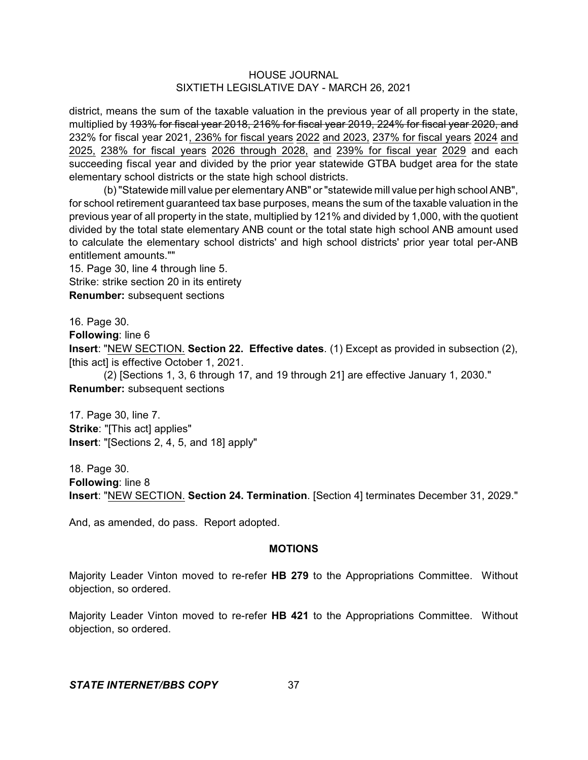district, means the sum of the taxable valuation in the previous year of all property in the state, multiplied by ~~193% for fiscal year 2018, 216% for fiscal year 2019, 224% for fiscal year 2020, and~~ 232% for fiscal year 2021, 236% for fiscal years 2022 and 2023, 237% for fiscal years 2024 and 2025, 238% for fiscal years 2026 through 2028, and 239% for fiscal year 2029 and each succeeding fiscal year and divided by the prior year statewide GTBA budget area for the state elementary school districts or the state high school districts.

(b) "Statewide mill value per elementary ANB" or "statewide mill value per high school ANB", for school retirement guaranteed tax base purposes, means the sum of the taxable valuation in the previous year of all property in the state, multiplied by 121% and divided by 1,000, with the quotient divided by the total state elementary ANB count or the total state high school ANB amount used to calculate the elementary school districts' and high school districts' prior year total per-ANB entitlement amounts.""

15. Page 30, line 4 through line 5.
Strike: strike section 20 in its entirety
**Renumber:** subsequent sections

16. Page 30.
**Following**: line 6
**Insert**: "NEW SECTION. **Section 22. Effective dates**. (1) Except as provided in subsection (2), [this act] is effective October 1, 2021.

(2) [Sections 1, 3, 6 through 17, and 19 through 21] are effective January 1, 2030."
**Renumber:** subsequent sections

17. Page 30, line 7.
**Strike**: "[This act] applies"
**Insert**: "[Sections 2, 4, 5, and 18] apply"

18. Page 30.
**Following**: line 8
**Insert**: "NEW SECTION. **Section 24. Termination**. [Section 4] terminates December 31, 2029."

And, as amended, do pass. Report adopted.

## MOTIONS

Majority Leader Vinton moved to re-refer **HB 279** to the Appropriations Committee. Without objection, so ordered.

Majority Leader Vinton moved to re-refer **HB 421** to the Appropriations Committee. Without objection, so ordered.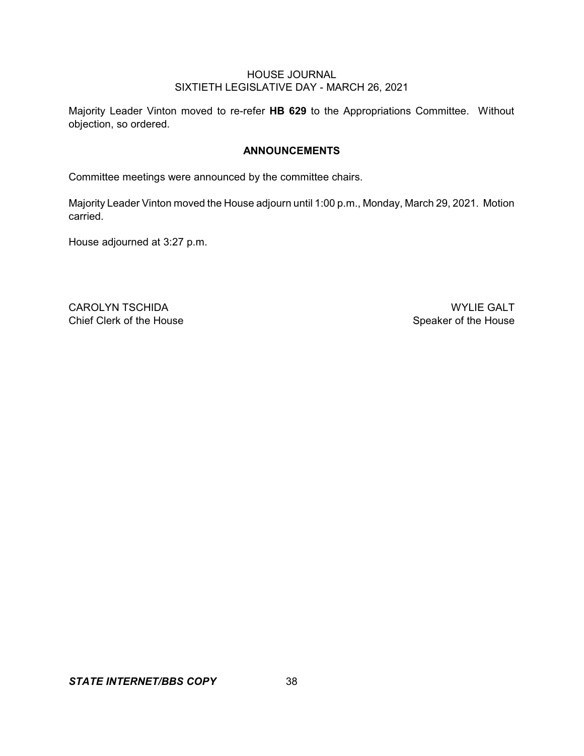Majority Leader Vinton moved to re-refer **HB 629** to the Appropriations Committee. Without objection, so ordered.

## ANNOUNCEMENTS

Committee meetings were announced by the committee chairs.

Majority Leader Vinton moved the House adjourn until 1:00 p.m., Monday, March 29, 2021. Motion carried.

House adjourned at 3:27 p.m.

| | |
|---|---|
| CAROLYN TSCHIDA | WYLIE GALT |
| Chief Clerk of the House | Speaker of the House |